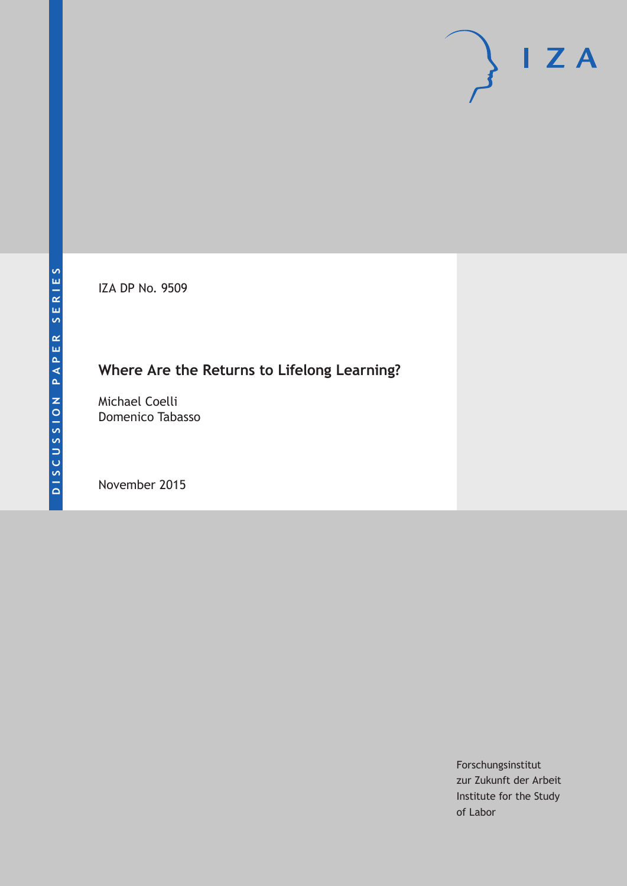DISCUSSION PAPER SERIES

IZA

IZA DP No. 9509

# Where Are the Returns to Lifelong Learning?

Michael Coelli
Domenico Tabasso

November 2015

Forschungsinstitut
zur Zukunft der Arbeit
Institute for the Study
of Labor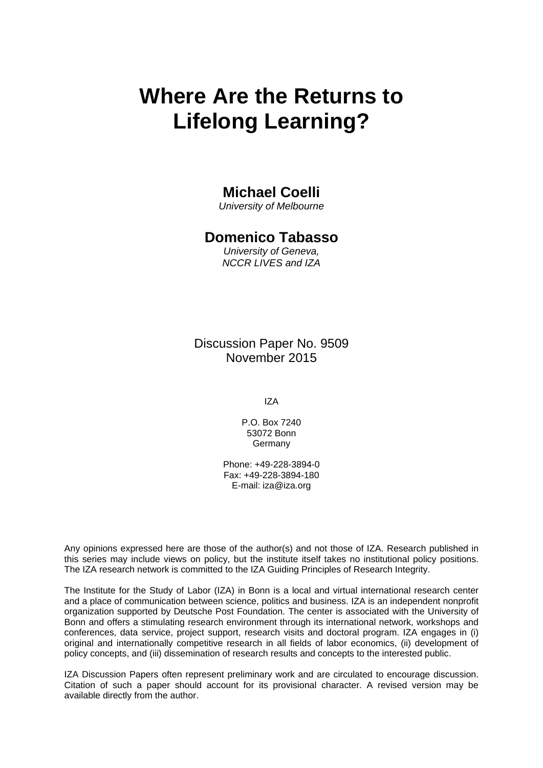# Where Are the Returns to Lifelong Learning?

**Michael Coelli**
*University of Melbourne*

**Domenico Tabasso**
*University of Geneva, NCCR LIVES and IZA*

Discussion Paper No. 9509
November 2015

IZA

P.O. Box 7240
53072 Bonn
Germany

Phone: +49-228-3894-0
Fax: +49-228-3894-180
E-mail: iza@iza.org

Any opinions expressed here are those of the author(s) and not those of IZA. Research published in this series may include views on policy, but the institute itself takes no institutional policy positions. The IZA research network is committed to the IZA Guiding Principles of Research Integrity.

The Institute for the Study of Labor (IZA) in Bonn is a local and virtual international research center and a place of communication between science, politics and business. IZA is an independent nonprofit organization supported by Deutsche Post Foundation. The center is associated with the University of Bonn and offers a stimulating research environment through its international network, workshops and conferences, data service, project support, research visits and doctoral program. IZA engages in (i) original and internationally competitive research in all fields of labor economics, (ii) development of policy concepts, and (iii) dissemination of research results and concepts to the interested public.

IZA Discussion Papers often represent preliminary work and are circulated to encourage discussion. Citation of such a paper should account for its provisional character. A revised version may be available directly from the author.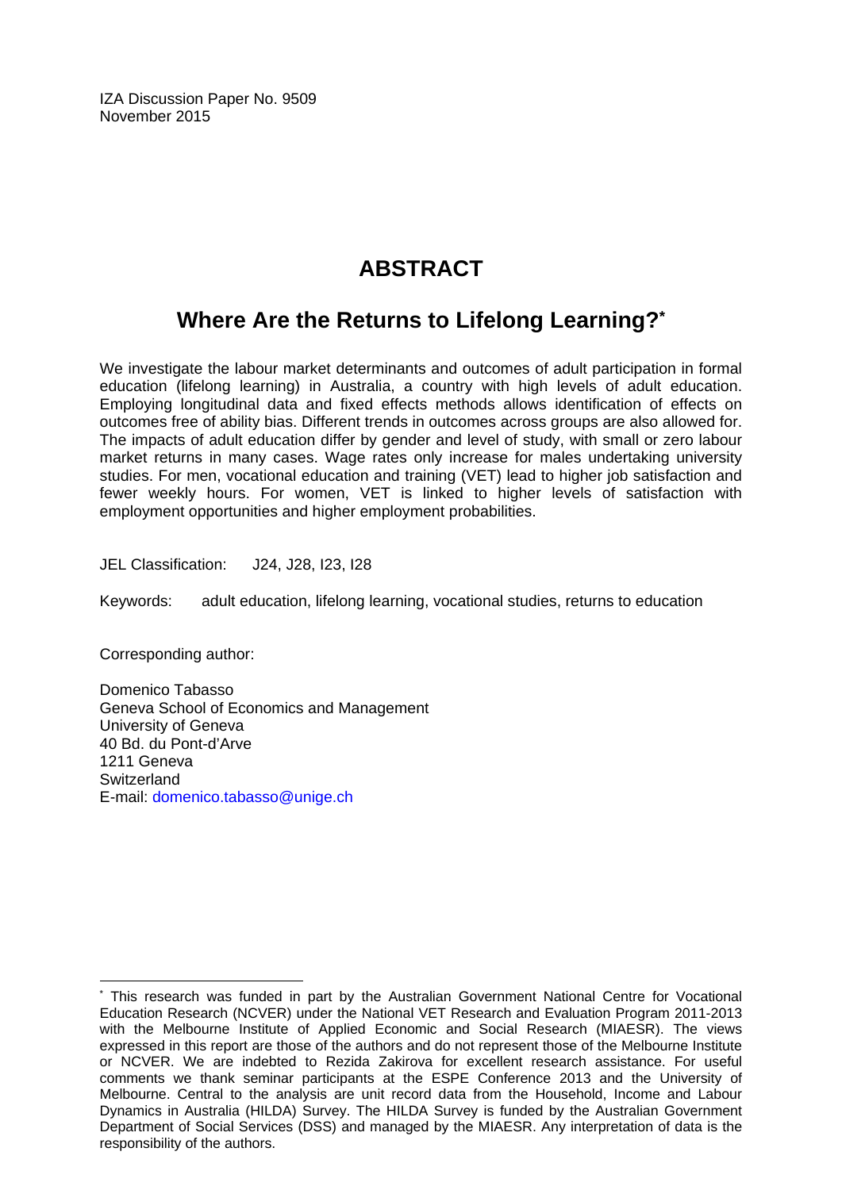IZA Discussion Paper No. 9509
November 2015

# ABSTRACT

## Where Are the Returns to Lifelong Learning?*

We investigate the labour market determinants and outcomes of adult participation in formal education (lifelong learning) in Australia, a country with high levels of adult education. Employing longitudinal data and fixed effects methods allows identification of effects on outcomes free of ability bias. Different trends in outcomes across groups are also allowed for. The impacts of adult education differ by gender and level of study, with small or zero labour market returns in many cases. Wage rates only increase for males undertaking university studies. For men, vocational education and training (VET) lead to higher job satisfaction and fewer weekly hours. For women, VET is linked to higher levels of satisfaction with employment opportunities and higher employment probabilities.

JEL Classification: J24, J28, I23, I28

Keywords: adult education, lifelong learning, vocational studies, returns to education

Corresponding author:

Domenico Tabasso
Geneva School of Economics and Management
University of Geneva
40 Bd. du Pont-d'Arve
1211 Geneva
Switzerland
E-mail: domenico.tabasso@unige.ch

---

* This research was funded in part by the Australian Government National Centre for Vocational Education Research (NCVER) under the National VET Research and Evaluation Program 2011-2013 with the Melbourne Institute of Applied Economic and Social Research (MIAESR). The views expressed in this report are those of the authors and do not represent those of the Melbourne Institute or NCVER. We are indebted to Rezida Zakirova for excellent research assistance. For useful comments we thank seminar participants at the ESPE Conference 2013 and the University of Melbourne. Central to the analysis are unit record data from the Household, Income and Labour Dynamics in Australia (HILDA) Survey. The HILDA Survey is funded by the Australian Government Department of Social Services (DSS) and managed by the MIAESR. Any interpretation of data is the responsibility of the authors.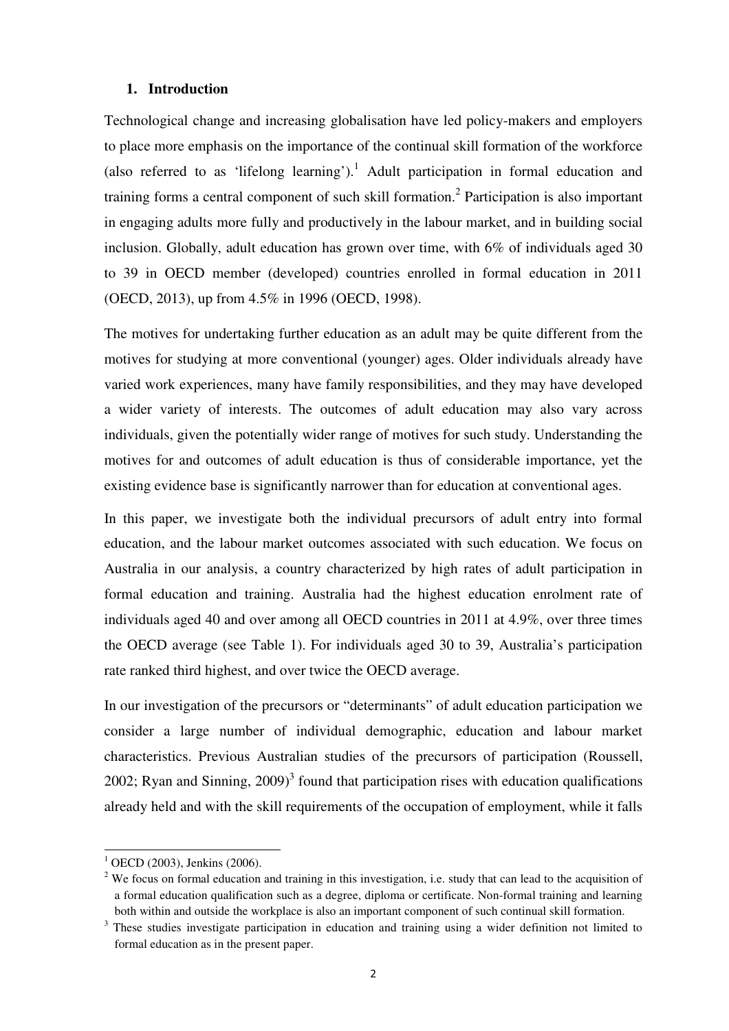## 1. Introduction

Technological change and increasing globalisation have led policy-makers and employers to place more emphasis on the importance of the continual skill formation of the workforce (also referred to as 'lifelong learning').[1] Adult participation in formal education and training forms a central component of such skill formation.[2] Participation is also important in engaging adults more fully and productively in the labour market, and in building social inclusion. Globally, adult education has grown over time, with 6% of individuals aged 30 to 39 in OECD member (developed) countries enrolled in formal education in 2011 (OECD, 2013), up from 4.5% in 1996 (OECD, 1998).

The motives for undertaking further education as an adult may be quite different from the motives for studying at more conventional (younger) ages. Older individuals already have varied work experiences, many have family responsibilities, and they may have developed a wider variety of interests. The outcomes of adult education may also vary across individuals, given the potentially wider range of motives for such study. Understanding the motives for and outcomes of adult education is thus of considerable importance, yet the existing evidence base is significantly narrower than for education at conventional ages.

In this paper, we investigate both the individual precursors of adult entry into formal education, and the labour market outcomes associated with such education. We focus on Australia in our analysis, a country characterized by high rates of adult participation in formal education and training. Australia had the highest education enrolment rate of individuals aged 40 and over among all OECD countries in 2011 at 4.9%, over three times the OECD average (see Table 1). For individuals aged 30 to 39, Australia's participation rate ranked third highest, and over twice the OECD average.

In our investigation of the precursors or "determinants" of adult education participation we consider a large number of individual demographic, education and labour market characteristics. Previous Australian studies of the precursors of participation (Roussell, 2002; Ryan and Sinning, 2009)[3] found that participation rises with education qualifications already held and with the skill requirements of the occupation of employment, while it falls

[1] OECD (2003), Jenkins (2006).

[2] We focus on formal education and training in this investigation, i.e. study that can lead to the acquisition of a formal education qualification such as a degree, diploma or certificate. Non-formal training and learning both within and outside the workplace is also an important component of such continual skill formation.

[3] These studies investigate participation in education and training using a wider definition not limited to formal education as in the present paper.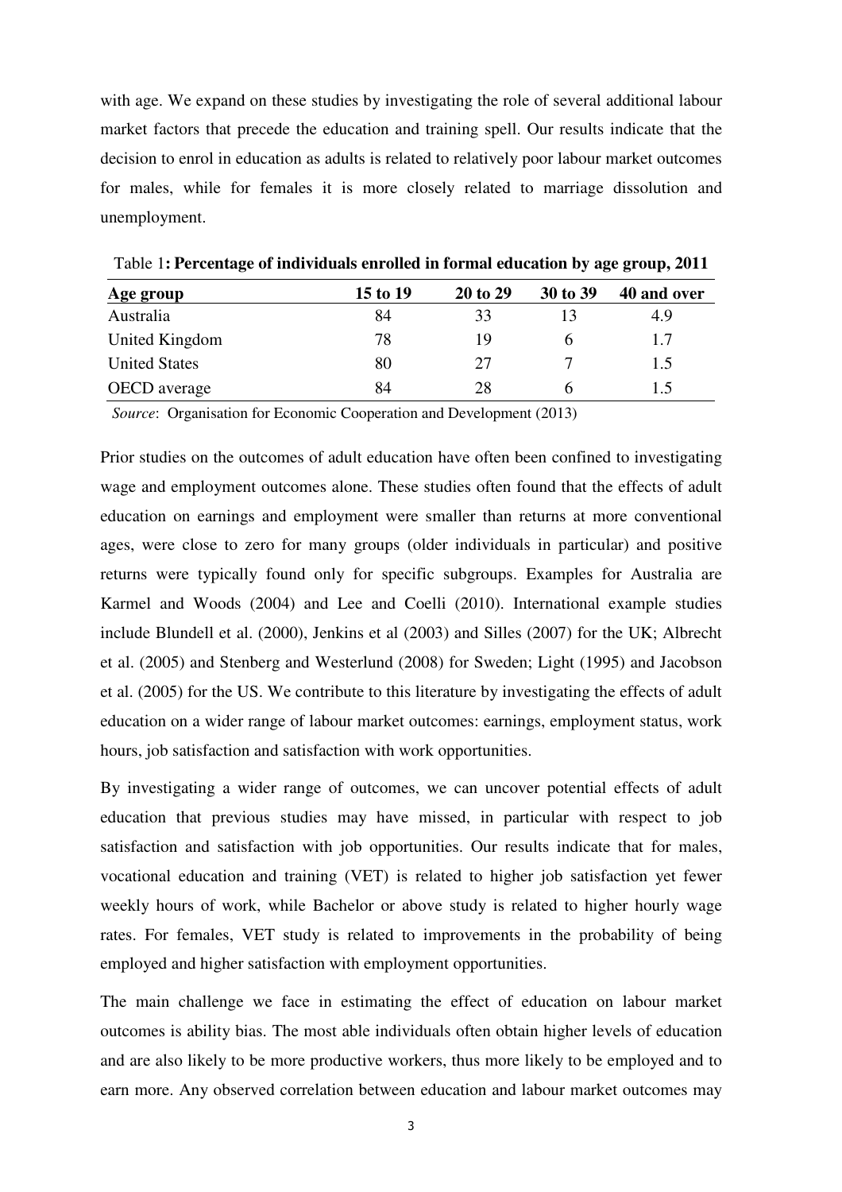with age. We expand on these studies by investigating the role of several additional labour market factors that precede the education and training spell. Our results indicate that the decision to enrol in education as adults is related to relatively poor labour market outcomes for males, while for females it is more closely related to marriage dissolution and unemployment.

Table 1**: Percentage of individuals enrolled in formal education by age group, 2011**

| **Age group** | **15 to 19** | **20 to 29** | **30 to 39** | **40 and over** |
|---|---|---|---|---|
| Australia | 84 | 33 | 13 | 4.9 |
| United Kingdom | 78 | 19 | 6 | 1.7 |
| United States | 80 | 27 | 7 | 1.5 |
| OECD average | 84 | 28 | 6 | 1.5 |

*Source*: Organisation for Economic Cooperation and Development (2013)

Prior studies on the outcomes of adult education have often been confined to investigating wage and employment outcomes alone. These studies often found that the effects of adult education on earnings and employment were smaller than returns at more conventional ages, were close to zero for many groups (older individuals in particular) and positive returns were typically found only for specific subgroups. Examples for Australia are Karmel and Woods (2004) and Lee and Coelli (2010). International example studies include Blundell et al. (2000), Jenkins et al (2003) and Silles (2007) for the UK; Albrecht et al. (2005) and Stenberg and Westerlund (2008) for Sweden; Light (1995) and Jacobson et al. (2005) for the US. We contribute to this literature by investigating the effects of adult education on a wider range of labour market outcomes: earnings, employment status, work hours, job satisfaction and satisfaction with work opportunities.

By investigating a wider range of outcomes, we can uncover potential effects of adult education that previous studies may have missed, in particular with respect to job satisfaction and satisfaction with job opportunities. Our results indicate that for males, vocational education and training (VET) is related to higher job satisfaction yet fewer weekly hours of work, while Bachelor or above study is related to higher hourly wage rates. For females, VET study is related to improvements in the probability of being employed and higher satisfaction with employment opportunities.

The main challenge we face in estimating the effect of education on labour market outcomes is ability bias. The most able individuals often obtain higher levels of education and are also likely to be more productive workers, thus more likely to be employed and to earn more. Any observed correlation between education and labour market outcomes may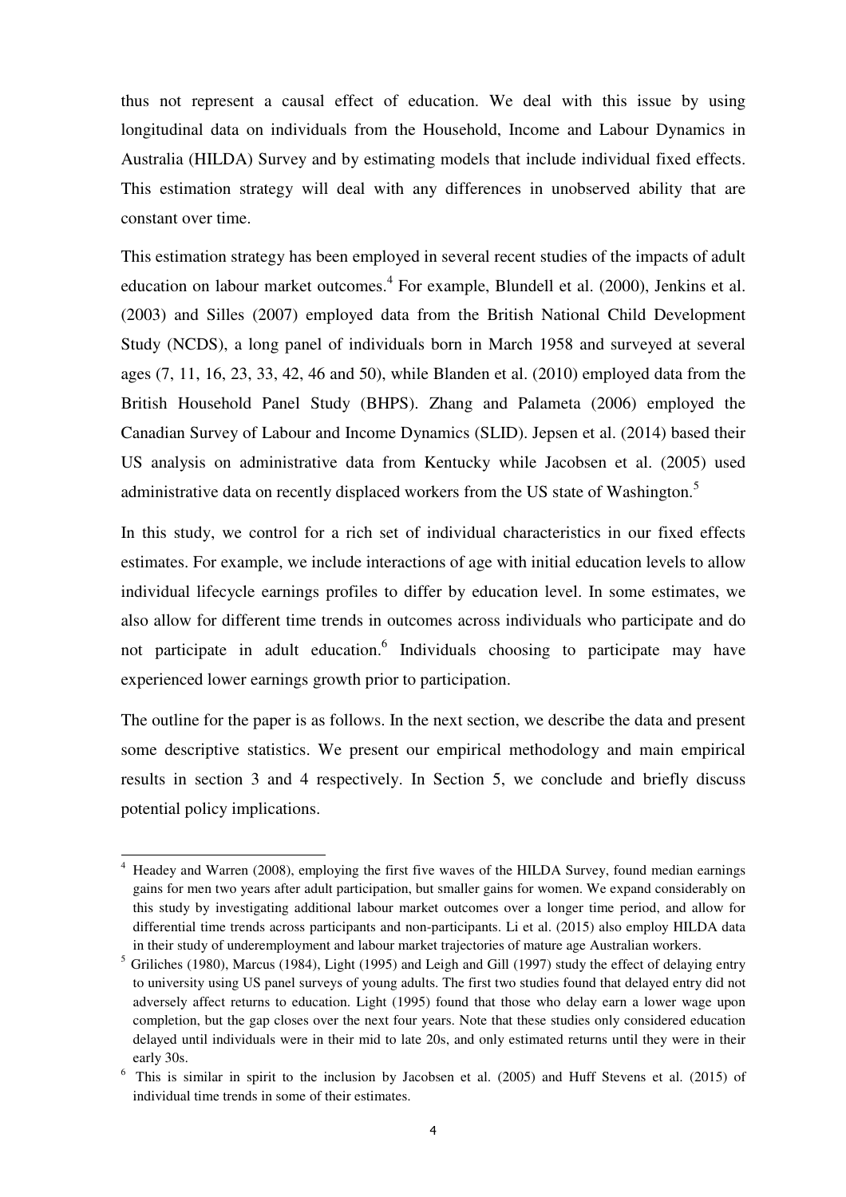thus not represent a causal effect of education. We deal with this issue by using longitudinal data on individuals from the Household, Income and Labour Dynamics in Australia (HILDA) Survey and by estimating models that include individual fixed effects. This estimation strategy will deal with any differences in unobserved ability that are constant over time.

This estimation strategy has been employed in several recent studies of the impacts of adult education on labour market outcomes.[4] For example, Blundell et al. (2000), Jenkins et al. (2003) and Silles (2007) employed data from the British National Child Development Study (NCDS), a long panel of individuals born in March 1958 and surveyed at several ages (7, 11, 16, 23, 33, 42, 46 and 50), while Blanden et al. (2010) employed data from the British Household Panel Study (BHPS). Zhang and Palameta (2006) employed the Canadian Survey of Labour and Income Dynamics (SLID). Jepsen et al. (2014) based their US analysis on administrative data from Kentucky while Jacobsen et al. (2005) used administrative data on recently displaced workers from the US state of Washington.[5]

In this study, we control for a rich set of individual characteristics in our fixed effects estimates. For example, we include interactions of age with initial education levels to allow individual lifecycle earnings profiles to differ by education level. In some estimates, we also allow for different time trends in outcomes across individuals who participate and do not participate in adult education.[6] Individuals choosing to participate may have experienced lower earnings growth prior to participation.

The outline for the paper is as follows. In the next section, we describe the data and present some descriptive statistics. We present our empirical methodology and main empirical results in section 3 and 4 respectively. In Section 5, we conclude and briefly discuss potential policy implications.

---

[4] Headey and Warren (2008), employing the first five waves of the HILDA Survey, found median earnings gains for men two years after adult participation, but smaller gains for women. We expand considerably on this study by investigating additional labour market outcomes over a longer time period, and allow for differential time trends across participants and non-participants. Li et al. (2015) also employ HILDA data in their study of underemployment and labour market trajectories of mature age Australian workers.

[5] Griliches (1980), Marcus (1984), Light (1995) and Leigh and Gill (1997) study the effect of delaying entry to university using US panel surveys of young adults. The first two studies found that delayed entry did not adversely affect returns to education. Light (1995) found that those who delay earn a lower wage upon completion, but the gap closes over the next four years. Note that these studies only considered education delayed until individuals were in their mid to late 20s, and only estimated returns until they were in their early 30s.

[6] This is similar in spirit to the inclusion by Jacobsen et al. (2005) and Huff Stevens et al. (2015) of individual time trends in some of their estimates.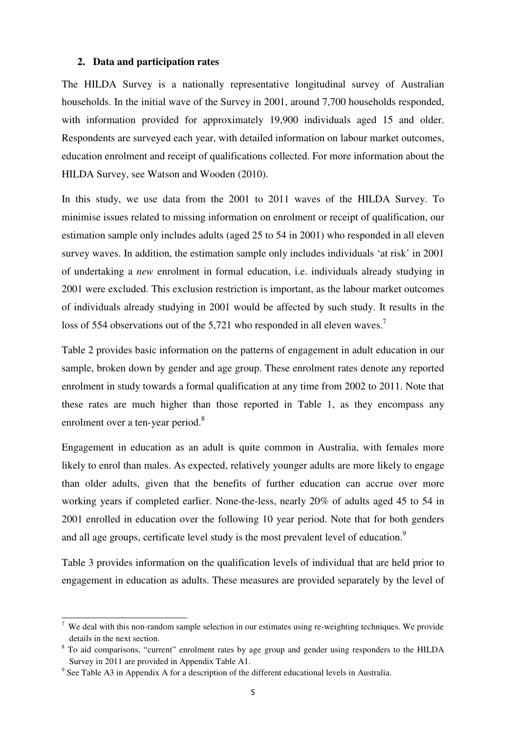## 2. Data and participation rates

The HILDA Survey is a nationally representative longitudinal survey of Australian households. In the initial wave of the Survey in 2001, around 7,700 households responded, with information provided for approximately 19,900 individuals aged 15 and older. Respondents are surveyed each year, with detailed information on labour market outcomes, education enrolment and receipt of qualifications collected. For more information about the HILDA Survey, see Watson and Wooden (2010).

In this study, we use data from the 2001 to 2011 waves of the HILDA Survey. To minimise issues related to missing information on enrolment or receipt of qualification, our estimation sample only includes adults (aged 25 to 54 in 2001) who responded in all eleven survey waves. In addition, the estimation sample only includes individuals 'at risk' in 2001 of undertaking a *new* enrolment in formal education, i.e. individuals already studying in 2001 were excluded. This exclusion restriction is important, as the labour market outcomes of individuals already studying in 2001 would be affected by such study. It results in the loss of 554 observations out of the 5,721 who responded in all eleven waves.[7]

Table 2 provides basic information on the patterns of engagement in adult education in our sample, broken down by gender and age group. These enrolment rates denote any reported enrolment in study towards a formal qualification at any time from 2002 to 2011. Note that these rates are much higher than those reported in Table 1, as they encompass any enrolment over a ten-year period.[8]

Engagement in education as an adult is quite common in Australia, with females more likely to enrol than males. As expected, relatively younger adults are more likely to engage than older adults, given that the benefits of further education can accrue over more working years if completed earlier. None-the-less, nearly 20% of adults aged 45 to 54 in 2001 enrolled in education over the following 10 year period. Note that for both genders and all age groups, certificate level study is the most prevalent level of education.[9]

Table 3 provides information on the qualification levels of individual that are held prior to engagement in education as adults. These measures are provided separately by the level of

---

[7] We deal with this non-random sample selection in our estimates using re-weighting techniques. We provide details in the next section.

[8] To aid comparisons, "current" enrolment rates by age group and gender using responders to the HILDA Survey in 2011 are provided in Appendix Table A1.

[9] See Table A3 in Appendix A for a description of the different educational levels in Australia.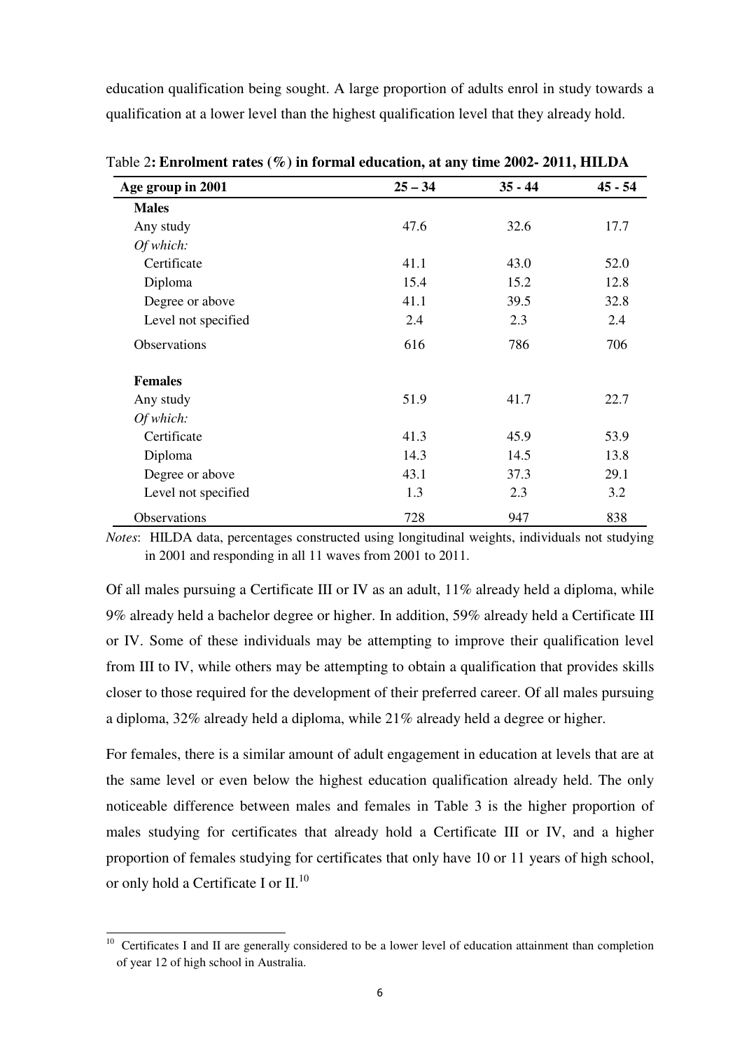education qualification being sought. A large proportion of adults enrol in study towards a qualification at a lower level than the highest qualification level that they already hold.

Table 2**: Enrolment rates (%) in formal education, at any time 2002- 2011, HILDA**

| Age group in 2001 | 25 – 34 | 35 - 44 | 45 - 54 |
|---|---|---|---|
| **Males** | | | |
| Any study | 47.6 | 32.6 | 17.7 |
| *Of which:* | | | |
| Certificate | 41.1 | 43.0 | 52.0 |
| Diploma | 15.4 | 15.2 | 12.8 |
| Degree or above | 41.1 | 39.5 | 32.8 |
| Level not specified | 2.4 | 2.3 | 2.4 |
| Observations | 616 | 786 | 706 |
| **Females** | | | |
| Any study | 51.9 | 41.7 | 22.7 |
| *Of which:* | | | |
| Certificate | 41.3 | 45.9 | 53.9 |
| Diploma | 14.3 | 14.5 | 13.8 |
| Degree or above | 43.1 | 37.3 | 29.1 |
| Level not specified | 1.3 | 2.3 | 3.2 |
| Observations | 728 | 947 | 838 |

*Notes*: HILDA data, percentages constructed using longitudinal weights, individuals not studying in 2001 and responding in all 11 waves from 2001 to 2011.

Of all males pursuing a Certificate III or IV as an adult, 11% already held a diploma, while 9% already held a bachelor degree or higher. In addition, 59% already held a Certificate III or IV. Some of these individuals may be attempting to improve their qualification level from III to IV, while others may be attempting to obtain a qualification that provides skills closer to those required for the development of their preferred career. Of all males pursuing a diploma, 32% already held a diploma, while 21% already held a degree or higher.

For females, there is a similar amount of adult engagement in education at levels that are at the same level or even below the highest education qualification already held. The only noticeable difference between males and females in Table 3 is the higher proportion of males studying for certificates that already hold a Certificate III or IV, and a higher proportion of females studying for certificates that only have 10 or 11 years of high school, or only hold a Certificate I or II.[10]

[10] Certificates I and II are generally considered to be a lower level of education attainment than completion of year 12 of high school in Australia.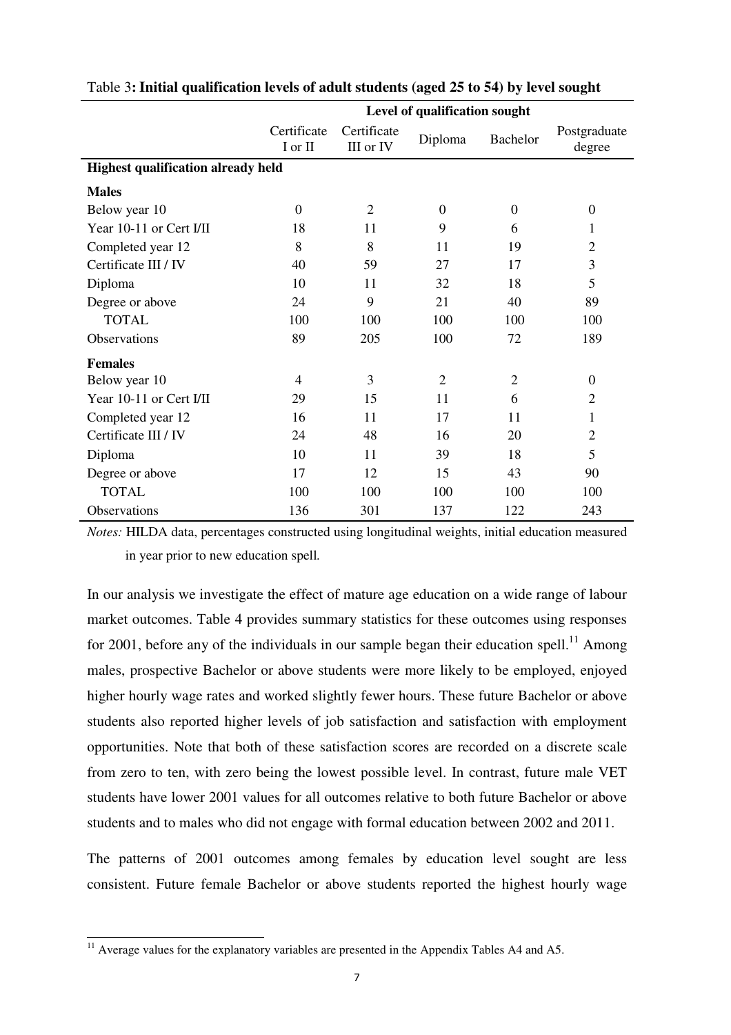Table 3**: Initial qualification levels of adult students (aged 25 to 54) by level sought**

| | Level of qualification sought | | | | |
|---|---|---|---|---|---|
| | Certificate I or II | Certificate III or IV | Diploma | Bachelor | Postgraduate degree |
| **Highest qualification already held** | | | | | |
| **Males** | | | | | |
| Below year 10 | 0 | 2 | 0 | 0 | 0 |
| Year 10-11 or Cert I/II | 18 | 11 | 9 | 6 | 1 |
| Completed year 12 | 8 | 8 | 11 | 19 | 2 |
| Certificate III / IV | 40 | 59 | 27 | 17 | 3 |
| Diploma | 10 | 11 | 32 | 18 | 5 |
| Degree or above | 24 | 9 | 21 | 40 | 89 |
| TOTAL | 100 | 100 | 100 | 100 | 100 |
| Observations | 89 | 205 | 100 | 72 | 189 |
| **Females** | | | | | |
| Below year 10 | 4 | 3 | 2 | 2 | 0 |
| Year 10-11 or Cert I/II | 29 | 15 | 11 | 6 | 2 |
| Completed year 12 | 16 | 11 | 17 | 11 | 1 |
| Certificate III / IV | 24 | 48 | 16 | 20 | 2 |
| Diploma | 10 | 11 | 39 | 18 | 5 |
| Degree or above | 17 | 12 | 15 | 43 | 90 |
| TOTAL | 100 | 100 | 100 | 100 | 100 |
| Observations | 136 | 301 | 137 | 122 | 243 |

*Notes:* HILDA data, percentages constructed using longitudinal weights, initial education measured in year prior to new education spell.

In our analysis we investigate the effect of mature age education on a wide range of labour market outcomes. Table 4 provides summary statistics for these outcomes using responses for 2001, before any of the individuals in our sample began their education spell.[11] Among males, prospective Bachelor or above students were more likely to be employed, enjoyed higher hourly wage rates and worked slightly fewer hours. These future Bachelor or above students also reported higher levels of job satisfaction and satisfaction with employment opportunities. Note that both of these satisfaction scores are recorded on a discrete scale from zero to ten, with zero being the lowest possible level. In contrast, future male VET students have lower 2001 values for all outcomes relative to both future Bachelor or above students and to males who did not engage with formal education between 2002 and 2011.

The patterns of 2001 outcomes among females by education level sought are less consistent. Future female Bachelor or above students reported the highest hourly wage

[11] Average values for the explanatory variables are presented in the Appendix Tables A4 and A5.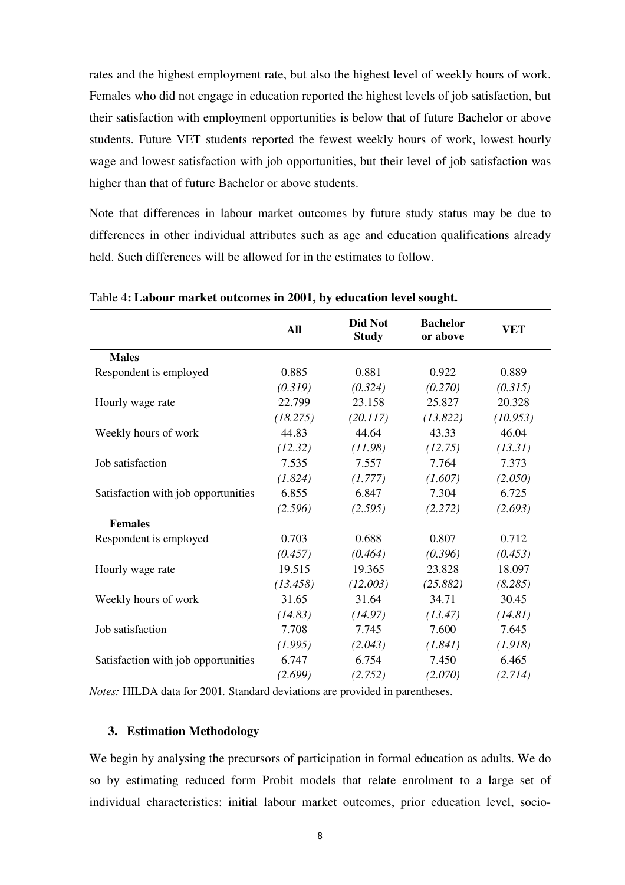rates and the highest employment rate, but also the highest level of weekly hours of work. Females who did not engage in education reported the highest levels of job satisfaction, but their satisfaction with employment opportunities is below that of future Bachelor or above students. Future VET students reported the fewest weekly hours of work, lowest hourly wage and lowest satisfaction with job opportunities, but their level of job satisfaction was higher than that of future Bachelor or above students.

Note that differences in labour market outcomes by future study status may be due to differences in other individual attributes such as age and education qualifications already held. Such differences will be allowed for in the estimates to follow.

Table 4**: Labour market outcomes in 2001, by education level sought.**

| | **All** | **Did Not Study** | **Bachelor or above** | **VET** |
|---|---|---|---|---|
| **Males** | | | | |
| Respondent is employed | 0.885 | 0.881 | 0.922 | 0.889 |
| | *(0.319)* | *(0.324)* | *(0.270)* | *(0.315)* |
| Hourly wage rate | 22.799 | 23.158 | 25.827 | 20.328 |
| | *(18.275)* | *(20.117)* | *(13.822)* | *(10.953)* |
| Weekly hours of work | 44.83 | 44.64 | 43.33 | 46.04 |
| | *(12.32)* | *(11.98)* | *(12.75)* | *(13.31)* |
| Job satisfaction | 7.535 | 7.557 | 7.764 | 7.373 |
| | *(1.824)* | *(1.777)* | *(1.607)* | *(2.050)* |
| Satisfaction with job opportunities | 6.855 | 6.847 | 7.304 | 6.725 |
| | *(2.596)* | *(2.595)* | *(2.272)* | *(2.693)* |
| **Females** | | | | |
| Respondent is employed | 0.703 | 0.688 | 0.807 | 0.712 |
| | *(0.457)* | *(0.464)* | *(0.396)* | *(0.453)* |
| Hourly wage rate | 19.515 | 19.365 | 23.828 | 18.097 |
| | *(13.458)* | *(12.003)* | *(25.882)* | *(8.285)* |
| Weekly hours of work | 31.65 | 31.64 | 34.71 | 30.45 |
| | *(14.83)* | *(14.97)* | *(13.47)* | *(14.81)* |
| Job satisfaction | 7.708 | 7.745 | 7.600 | 7.645 |
| | *(1.995)* | *(2.043)* | *(1.841)* | *(1.918)* |
| Satisfaction with job opportunities | 6.747 | 6.754 | 7.450 | 6.465 |
| | *(2.699)* | *(2.752)* | *(2.070)* | *(2.714)* |

*Notes:* HILDA data for 2001. Standard deviations are provided in parentheses.

### 3. Estimation Methodology

We begin by analysing the precursors of participation in formal education as adults. We do so by estimating reduced form Probit models that relate enrolment to a large set of individual characteristics: initial labour market outcomes, prior education level, socio-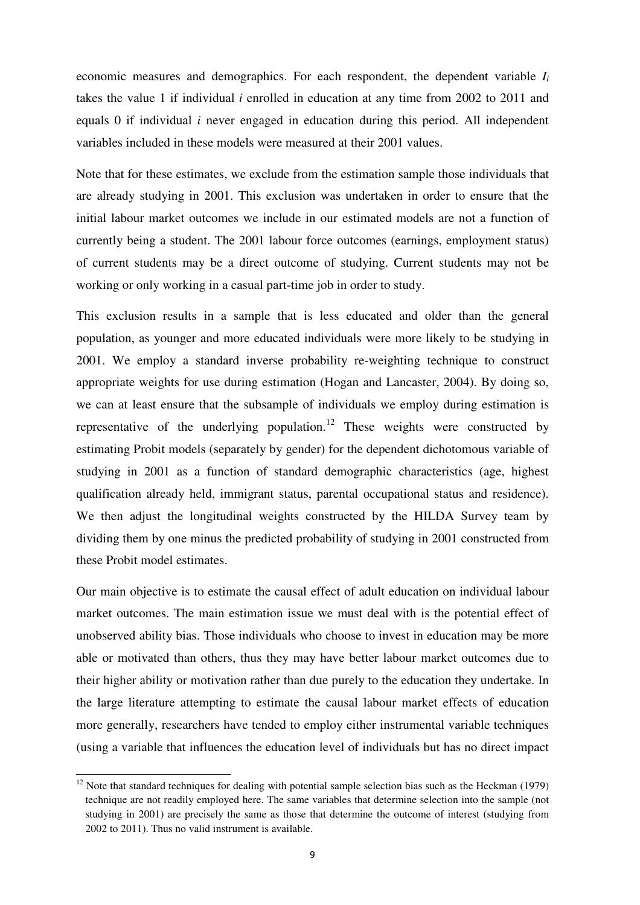economic measures and demographics. For each respondent, the dependent variable $I_i$ takes the value 1 if individual *i* enrolled in education at any time from 2002 to 2011 and equals 0 if individual *i* never engaged in education during this period. All independent variables included in these models were measured at their 2001 values.

Note that for these estimates, we exclude from the estimation sample those individuals that are already studying in 2001. This exclusion was undertaken in order to ensure that the initial labour market outcomes we include in our estimated models are not a function of currently being a student. The 2001 labour force outcomes (earnings, employment status) of current students may be a direct outcome of studying. Current students may not be working or only working in a casual part-time job in order to study.

This exclusion results in a sample that is less educated and older than the general population, as younger and more educated individuals were more likely to be studying in 2001. We employ a standard inverse probability re-weighting technique to construct appropriate weights for use during estimation (Hogan and Lancaster, 2004). By doing so, we can at least ensure that the subsample of individuals we employ during estimation is representative of the underlying population.[12] These weights were constructed by estimating Probit models (separately by gender) for the dependent dichotomous variable of studying in 2001 as a function of standard demographic characteristics (age, highest qualification already held, immigrant status, parental occupational status and residence). We then adjust the longitudinal weights constructed by the HILDA Survey team by dividing them by one minus the predicted probability of studying in 2001 constructed from these Probit model estimates.

Our main objective is to estimate the causal effect of adult education on individual labour market outcomes. The main estimation issue we must deal with is the potential effect of unobserved ability bias. Those individuals who choose to invest in education may be more able or motivated than others, thus they may have better labour market outcomes due to their higher ability or motivation rather than due purely to the education they undertake. In the large literature attempting to estimate the causal labour market effects of education more generally, researchers have tended to employ either instrumental variable techniques (using a variable that influences the education level of individuals but has no direct impact

[12] Note that standard techniques for dealing with potential sample selection bias such as the Heckman (1979) technique are not readily employed here. The same variables that determine selection into the sample (not studying in 2001) are precisely the same as those that determine the outcome of interest (studying from 2002 to 2011). Thus no valid instrument is available.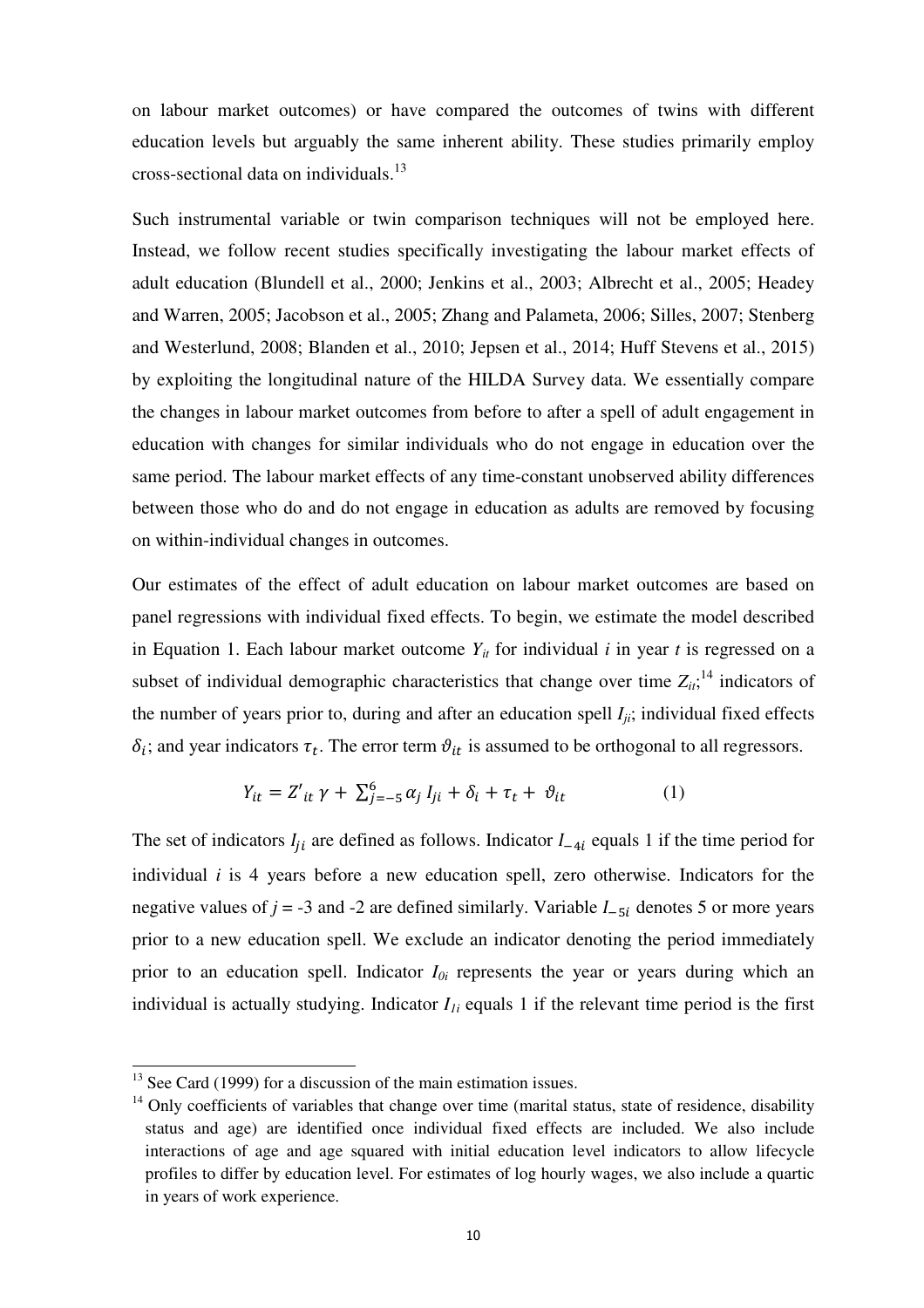on labour market outcomes) or have compared the outcomes of twins with different education levels but arguably the same inherent ability. These studies primarily employ cross-sectional data on individuals.[13]

Such instrumental variable or twin comparison techniques will not be employed here. Instead, we follow recent studies specifically investigating the labour market effects of adult education (Blundell et al., 2000; Jenkins et al., 2003; Albrecht et al., 2005; Headey and Warren, 2005; Jacobson et al., 2005; Zhang and Palameta, 2006; Silles, 2007; Stenberg and Westerlund, 2008; Blanden et al., 2010; Jepsen et al., 2014; Huff Stevens et al., 2015) by exploiting the longitudinal nature of the HILDA Survey data. We essentially compare the changes in labour market outcomes from before to after a spell of adult engagement in education with changes for similar individuals who do not engage in education over the same period. The labour market effects of any time-constant unobserved ability differences between those who do and do not engage in education as adults are removed by focusing on within-individual changes in outcomes.

Our estimates of the effect of adult education on labour market outcomes are based on panel regressions with individual fixed effects. To begin, we estimate the model described in Equation 1. Each labour market outcome $Y_{it}$ for individual $i$ in year $t$ is regressed on a subset of individual demographic characteristics that change over time $Z_{it}$;[14] indicators of the number of years prior to, during and after an education spell $I_{ji}$; individual fixed effects $\delta_i$; and year indicators $\tau_t$. The error term $\vartheta_{it}$ is assumed to be orthogonal to all regressors.

$$Y_{it} = Z'_{it}\,\gamma + \sum_{j=-5}^{6} \alpha_j\, I_{ji} + \delta_i + \tau_t + \vartheta_{it} \qquad (1)$$

The set of indicators $I_{ji}$ are defined as follows. Indicator $I_{-4i}$ equals 1 if the time period for individual $i$ is 4 years before a new education spell, zero otherwise. Indicators for the negative values of $j$ = -3 and -2 are defined similarly. Variable $I_{-5i}$ denotes 5 or more years prior to a new education spell. We exclude an indicator denoting the period immediately prior to an education spell. Indicator $I_{0i}$ represents the year or years during which an individual is actually studying. Indicator $I_{1i}$ equals 1 if the relevant time period is the first

[13] See Card (1999) for a discussion of the main estimation issues.

[14] Only coefficients of variables that change over time (marital status, state of residence, disability status and age) are identified once individual fixed effects are included. We also include interactions of age and age squared with initial education level indicators to allow lifecycle profiles to differ by education level. For estimates of log hourly wages, we also include a quartic in years of work experience.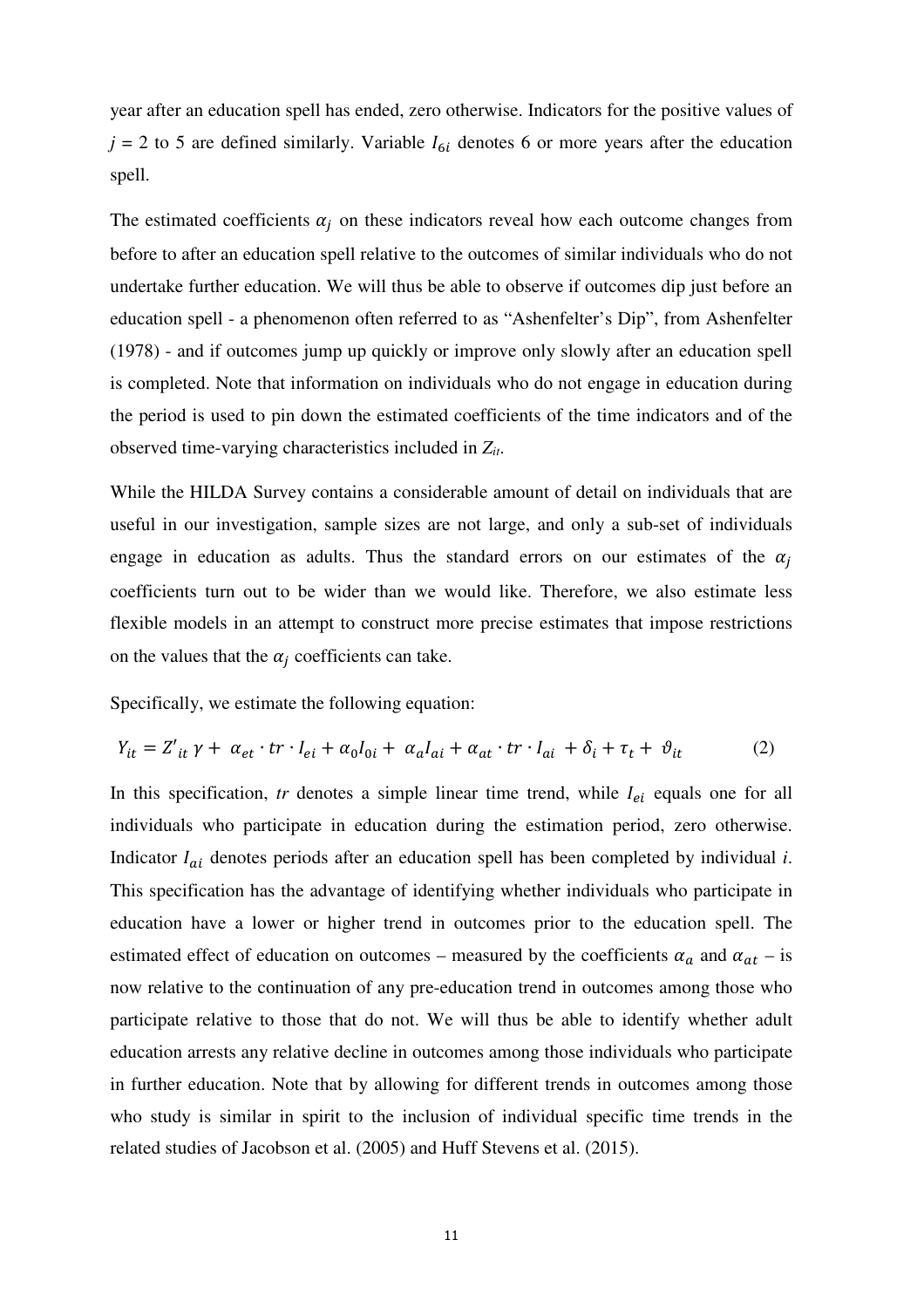year after an education spell has ended, zero otherwise. Indicators for the positive values of $j$ = 2 to 5 are defined similarly. Variable $I_{6i}$ denotes 6 or more years after the education spell.

The estimated coefficients $\alpha_j$ on these indicators reveal how each outcome changes from before to after an education spell relative to the outcomes of similar individuals who do not undertake further education. We will thus be able to observe if outcomes dip just before an education spell - a phenomenon often referred to as "Ashenfelter's Dip", from Ashenfelter (1978) - and if outcomes jump up quickly or improve only slowly after an education spell is completed. Note that information on individuals who do not engage in education during the period is used to pin down the estimated coefficients of the time indicators and of the observed time-varying characteristics included in $Z_{it}$.

While the HILDA Survey contains a considerable amount of detail on individuals that are useful in our investigation, sample sizes are not large, and only a sub-set of individuals engage in education as adults. Thus the standard errors on our estimates of the $\alpha_j$ coefficients turn out to be wider than we would like. Therefore, we also estimate less flexible models in an attempt to construct more precise estimates that impose restrictions on the values that the $\alpha_j$ coefficients can take.

Specifically, we estimate the following equation:

$$Y_{it} = Z'_{it}\,\gamma + \alpha_{et} \cdot tr \cdot I_{ei} + \alpha_0 I_{0i} + \alpha_a I_{ai} + \alpha_{at} \cdot tr \cdot I_{ai} + \delta_i + \tau_t + \vartheta_{it} \qquad (2)$$

In this specification, *tr* denotes a simple linear time trend, while $I_{ei}$ equals one for all individuals who participate in education during the estimation period, zero otherwise. Indicator $I_{ai}$ denotes periods after an education spell has been completed by individual *i*. This specification has the advantage of identifying whether individuals who participate in education have a lower or higher trend in outcomes prior to the education spell. The estimated effect of education on outcomes – measured by the coefficients $\alpha_a$ and $\alpha_{at}$ – is now relative to the continuation of any pre-education trend in outcomes among those who participate relative to those that do not. We will thus be able to identify whether adult education arrests any relative decline in outcomes among those individuals who participate in further education. Note that by allowing for different trends in outcomes among those who study is similar in spirit to the inclusion of individual specific time trends in the related studies of Jacobson et al. (2005) and Huff Stevens et al. (2015).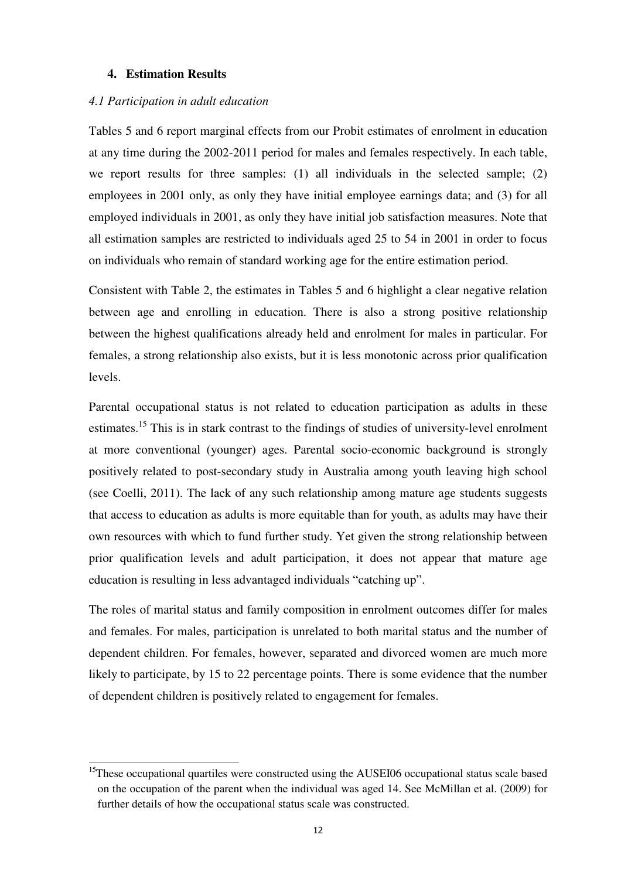## 4. Estimation Results

### *4.1 Participation in adult education*

Tables 5 and 6 report marginal effects from our Probit estimates of enrolment in education at any time during the 2002-2011 period for males and females respectively. In each table, we report results for three samples: (1) all individuals in the selected sample; (2) employees in 2001 only, as only they have initial employee earnings data; and (3) for all employed individuals in 2001, as only they have initial job satisfaction measures. Note that all estimation samples are restricted to individuals aged 25 to 54 in 2001 in order to focus on individuals who remain of standard working age for the entire estimation period.

Consistent with Table 2, the estimates in Tables 5 and 6 highlight a clear negative relation between age and enrolling in education. There is also a strong positive relationship between the highest qualifications already held and enrolment for males in particular. For females, a strong relationship also exists, but it is less monotonic across prior qualification levels.

Parental occupational status is not related to education participation as adults in these estimates.[15] This is in stark contrast to the findings of studies of university-level enrolment at more conventional (younger) ages. Parental socio-economic background is strongly positively related to post-secondary study in Australia among youth leaving high school (see Coelli, 2011). The lack of any such relationship among mature age students suggests that access to education as adults is more equitable than for youth, as adults may have their own resources with which to fund further study. Yet given the strong relationship between prior qualification levels and adult participation, it does not appear that mature age education is resulting in less advantaged individuals "catching up".

The roles of marital status and family composition in enrolment outcomes differ for males and females. For males, participation is unrelated to both marital status and the number of dependent children. For females, however, separated and divorced women are much more likely to participate, by 15 to 22 percentage points. There is some evidence that the number of dependent children is positively related to engagement for females.

[15] These occupational quartiles were constructed using the AUSEI06 occupational status scale based on the occupation of the parent when the individual was aged 14. See McMillan et al. (2009) for further details of how the occupational status scale was constructed.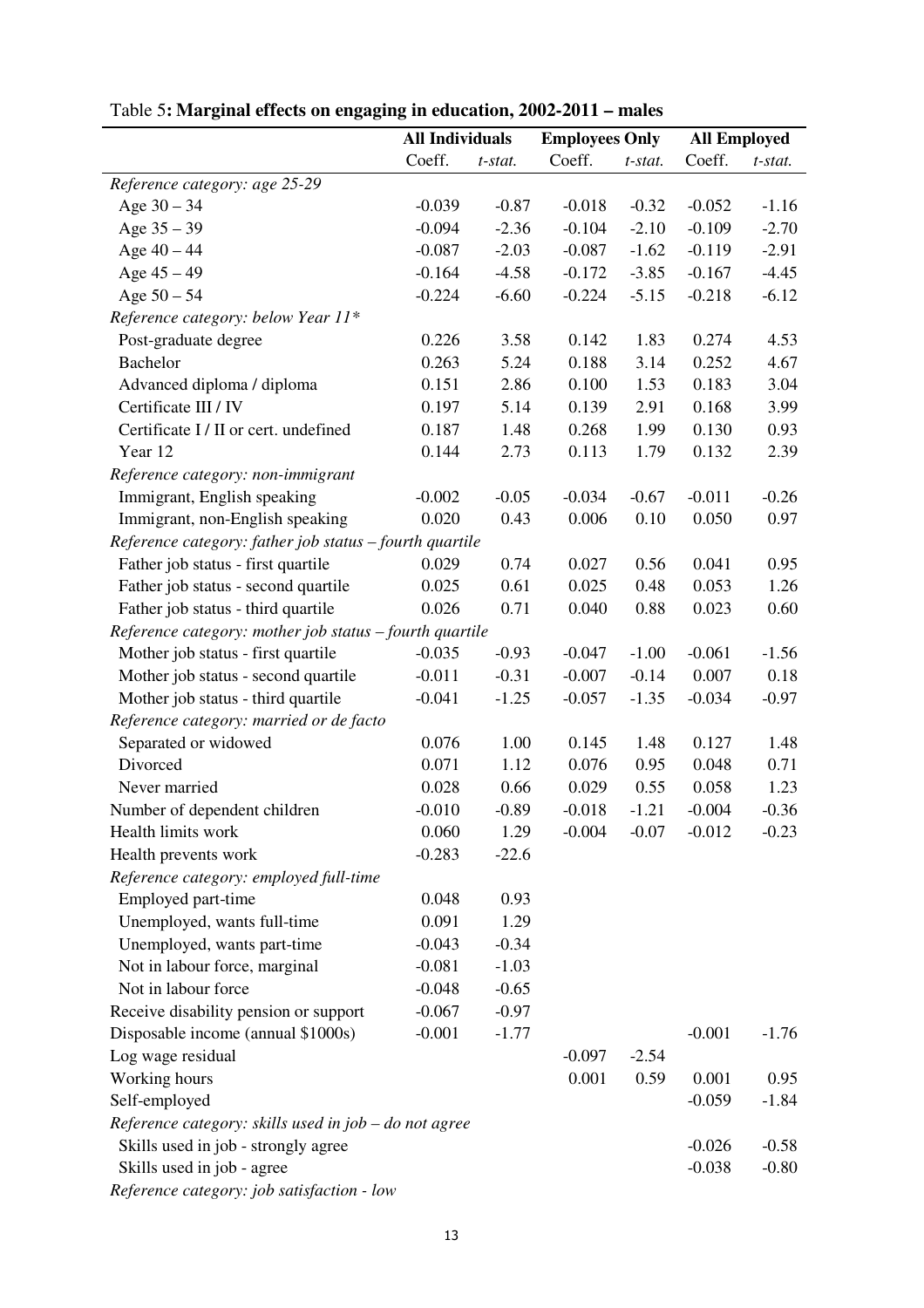Table 5**: Marginal effects on engaging in education, 2002-2011 – males**

| | All Individuals | | Employees Only | | All Employed | |
|---|---|---|---|---|---|---|
| | Coeff. | *t-stat.* | Coeff. | *t-stat.* | Coeff. | *t-stat.* |
| *Reference category: age 25-29* | | | | | | |
| Age 30 – 34 | -0.039 | -0.87 | -0.018 | -0.32 | -0.052 | -1.16 |
| Age 35 – 39 | -0.094 | -2.36 | -0.104 | -2.10 | -0.109 | -2.70 |
| Age 40 – 44 | -0.087 | -2.03 | -0.087 | -1.62 | -0.119 | -2.91 |
| Age 45 – 49 | -0.164 | -4.58 | -0.172 | -3.85 | -0.167 | -4.45 |
| Age 50 – 54 | -0.224 | -6.60 | -0.224 | -5.15 | -0.218 | -6.12 |
| *Reference category: below Year 11** | | | | | | |
| Post-graduate degree | 0.226 | 3.58 | 0.142 | 1.83 | 0.274 | 4.53 |
| Bachelor | 0.263 | 5.24 | 0.188 | 3.14 | 0.252 | 4.67 |
| Advanced diploma / diploma | 0.151 | 2.86 | 0.100 | 1.53 | 0.183 | 3.04 |
| Certificate III / IV | 0.197 | 5.14 | 0.139 | 2.91 | 0.168 | 3.99 |
| Certificate I / II or cert. undefined | 0.187 | 1.48 | 0.268 | 1.99 | 0.130 | 0.93 |
| Year 12 | 0.144 | 2.73 | 0.113 | 1.79 | 0.132 | 2.39 |
| *Reference category: non-immigrant* | | | | | | |
| Immigrant, English speaking | -0.002 | -0.05 | -0.034 | -0.67 | -0.011 | -0.26 |
| Immigrant, non-English speaking | 0.020 | 0.43 | 0.006 | 0.10 | 0.050 | 0.97 |
| *Reference category: father job status – fourth quartile* | | | | | | |
| Father job status - first quartile | 0.029 | 0.74 | 0.027 | 0.56 | 0.041 | 0.95 |
| Father job status - second quartile | 0.025 | 0.61 | 0.025 | 0.48 | 0.053 | 1.26 |
| Father job status - third quartile | 0.026 | 0.71 | 0.040 | 0.88 | 0.023 | 0.60 |
| *Reference category: mother job status – fourth quartile* | | | | | | |
| Mother job status - first quartile | -0.035 | -0.93 | -0.047 | -1.00 | -0.061 | -1.56 |
| Mother job status - second quartile | -0.011 | -0.31 | -0.007 | -0.14 | 0.007 | 0.18 |
| Mother job status - third quartile | -0.041 | -1.25 | -0.057 | -1.35 | -0.034 | -0.97 |
| *Reference category: married or de facto* | | | | | | |
| Separated or widowed | 0.076 | 1.00 | 0.145 | 1.48 | 0.127 | 1.48 |
| Divorced | 0.071 | 1.12 | 0.076 | 0.95 | 0.048 | 0.71 |
| Never married | 0.028 | 0.66 | 0.029 | 0.55 | 0.058 | 1.23 |
| Number of dependent children | -0.010 | -0.89 | -0.018 | -1.21 | -0.004 | -0.36 |
| Health limits work | 0.060 | 1.29 | -0.004 | -0.07 | -0.012 | -0.23 |
| Health prevents work | -0.283 | -22.6 | | | | |
| *Reference category: employed full-time* | | | | | | |
| Employed part-time | 0.048 | 0.93 | | | | |
| Unemployed, wants full-time | 0.091 | 1.29 | | | | |
| Unemployed, wants part-time | -0.043 | -0.34 | | | | |
| Not in labour force, marginal | -0.081 | -1.03 | | | | |
| Not in labour force | -0.048 | -0.65 | | | | |
| Receive disability pension or support | -0.067 | -0.97 | | | | |
| Disposable income (annual $1000s) | -0.001 | -1.77 | | | -0.001 | -1.76 |
| Log wage residual | | | -0.097 | -2.54 | | |
| Working hours | | | 0.001 | 0.59 | 0.001 | 0.95 |
| Self-employed | | | | | -0.059 | -1.84 |
| *Reference category: skills used in job – do not agree* | | | | | | |
| Skills used in job - strongly agree | | | | | -0.026 | -0.58 |
| Skills used in job - agree | | | | | -0.038 | -0.80 |
| *Reference category: job satisfaction - low* | | | | | | |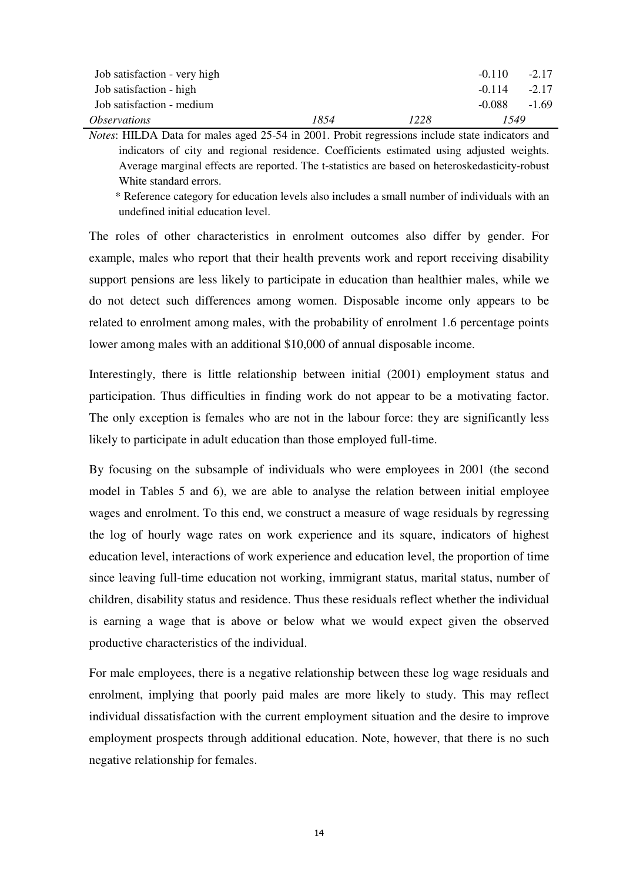| | | | | |
|---|---|---|---|---|
| Job satisfaction - very high | | | -0.110 | -2.17 |
| Job satisfaction - high | | | -0.114 | -2.17 |
| Job satisfaction - medium | | | -0.088 | -1.69 |
| *Observations* | *1854* | *1228* | *1549* | |

*Notes*: HILDA Data for males aged 25-54 in 2001. Probit regressions include state indicators and indicators of city and regional residence. Coefficients estimated using adjusted weights. Average marginal effects are reported. The t-statistics are based on heteroskedasticity-robust White standard errors.

\* Reference category for education levels also includes a small number of individuals with an undefined initial education level.

The roles of other characteristics in enrolment outcomes also differ by gender. For example, males who report that their health prevents work and report receiving disability support pensions are less likely to participate in education than healthier males, while we do not detect such differences among women. Disposable income only appears to be related to enrolment among males, with the probability of enrolment 1.6 percentage points lower among males with an additional $10,000 of annual disposable income.

Interestingly, there is little relationship between initial (2001) employment status and participation. Thus difficulties in finding work do not appear to be a motivating factor. The only exception is females who are not in the labour force: they are significantly less likely to participate in adult education than those employed full-time.

By focusing on the subsample of individuals who were employees in 2001 (the second model in Tables 5 and 6), we are able to analyse the relation between initial employee wages and enrolment. To this end, we construct a measure of wage residuals by regressing the log of hourly wage rates on work experience and its square, indicators of highest education level, interactions of work experience and education level, the proportion of time since leaving full-time education not working, immigrant status, marital status, number of children, disability status and residence. Thus these residuals reflect whether the individual is earning a wage that is above or below what we would expect given the observed productive characteristics of the individual.

For male employees, there is a negative relationship between these log wage residuals and enrolment, implying that poorly paid males are more likely to study. This may reflect individual dissatisfaction with the current employment situation and the desire to improve employment prospects through additional education. Note, however, that there is no such negative relationship for females.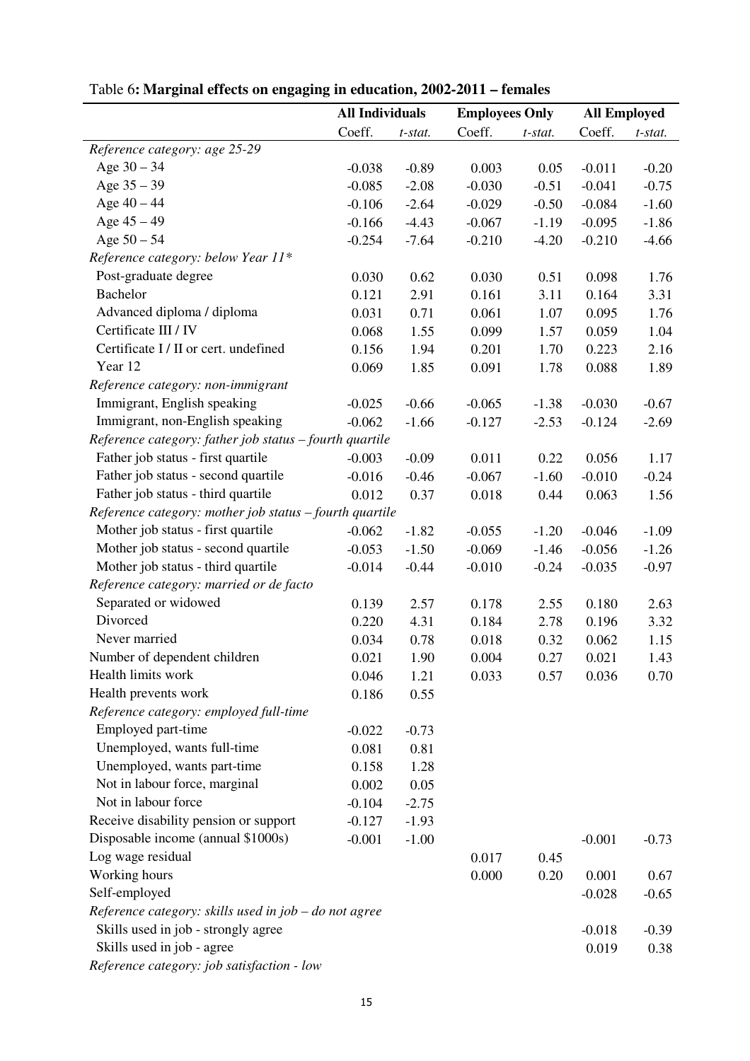Table 6**: Marginal effects on engaging in education, 2002-2011 – females**

| | All Individuals | | Employees Only | | All Employed | |
|---|---|---|---|---|---|---|
| | Coeff. | *t-stat.* | Coeff. | *t-stat.* | Coeff. | *t-stat.* |
| *Reference category: age 25-29* | | | | | | |
| Age 30 – 34 | -0.038 | -0.89 | 0.003 | 0.05 | -0.011 | -0.20 |
| Age 35 – 39 | -0.085 | -2.08 | -0.030 | -0.51 | -0.041 | -0.75 |
| Age 40 – 44 | -0.106 | -2.64 | -0.029 | -0.50 | -0.084 | -1.60 |
| Age 45 – 49 | -0.166 | -4.43 | -0.067 | -1.19 | -0.095 | -1.86 |
| Age 50 – 54 | -0.254 | -7.64 | -0.210 | -4.20 | -0.210 | -4.66 |
| *Reference category: below Year 11\** | | | | | | |
| Post-graduate degree | 0.030 | 0.62 | 0.030 | 0.51 | 0.098 | 1.76 |
| Bachelor | 0.121 | 2.91 | 0.161 | 3.11 | 0.164 | 3.31 |
| Advanced diploma / diploma | 0.031 | 0.71 | 0.061 | 1.07 | 0.095 | 1.76 |
| Certificate III / IV | 0.068 | 1.55 | 0.099 | 1.57 | 0.059 | 1.04 |
| Certificate I / II or cert. undefined | 0.156 | 1.94 | 0.201 | 1.70 | 0.223 | 2.16 |
| Year 12 | 0.069 | 1.85 | 0.091 | 1.78 | 0.088 | 1.89 |
| *Reference category: non-immigrant* | | | | | | |
| Immigrant, English speaking | -0.025 | -0.66 | -0.065 | -1.38 | -0.030 | -0.67 |
| Immigrant, non-English speaking | -0.062 | -1.66 | -0.127 | -2.53 | -0.124 | -2.69 |
| *Reference category: father job status – fourth quartile* | | | | | | |
| Father job status - first quartile | -0.003 | -0.09 | 0.011 | 0.22 | 0.056 | 1.17 |
| Father job status - second quartile | -0.016 | -0.46 | -0.067 | -1.60 | -0.010 | -0.24 |
| Father job status - third quartile | 0.012 | 0.37 | 0.018 | 0.44 | 0.063 | 1.56 |
| *Reference category: mother job status – fourth quartile* | | | | | | |
| Mother job status - first quartile | -0.062 | -1.82 | -0.055 | -1.20 | -0.046 | -1.09 |
| Mother job status - second quartile | -0.053 | -1.50 | -0.069 | -1.46 | -0.056 | -1.26 |
| Mother job status - third quartile | -0.014 | -0.44 | -0.010 | -0.24 | -0.035 | -0.97 |
| *Reference category: married or de facto* | | | | | | |
| Separated or widowed | 0.139 | 2.57 | 0.178 | 2.55 | 0.180 | 2.63 |
| Divorced | 0.220 | 4.31 | 0.184 | 2.78 | 0.196 | 3.32 |
| Never married | 0.034 | 0.78 | 0.018 | 0.32 | 0.062 | 1.15 |
| Number of dependent children | 0.021 | 1.90 | 0.004 | 0.27 | 0.021 | 1.43 |
| Health limits work | 0.046 | 1.21 | 0.033 | 0.57 | 0.036 | 0.70 |
| Health prevents work | 0.186 | 0.55 | | | | |
| *Reference category: employed full-time* | | | | | | |
| Employed part-time | -0.022 | -0.73 | | | | |
| Unemployed, wants full-time | 0.081 | 0.81 | | | | |
| Unemployed, wants part-time | 0.158 | 1.28 | | | | |
| Not in labour force, marginal | 0.002 | 0.05 | | | | |
| Not in labour force | -0.104 | -2.75 | | | | |
| Receive disability pension or support | -0.127 | -1.93 | | | | |
| Disposable income (annual $1000s) | -0.001 | -1.00 | | | -0.001 | -0.73 |
| Log wage residual | | | 0.017 | 0.45 | | |
| Working hours | | | 0.000 | 0.20 | 0.001 | 0.67 |
| Self-employed | | | | | -0.028 | -0.65 |
| *Reference category: skills used in job – do not agree* | | | | | | |
| Skills used in job - strongly agree | | | | | -0.018 | -0.39 |
| Skills used in job - agree | | | | | 0.019 | 0.38 |
| *Reference category: job satisfaction - low* | | | | | | |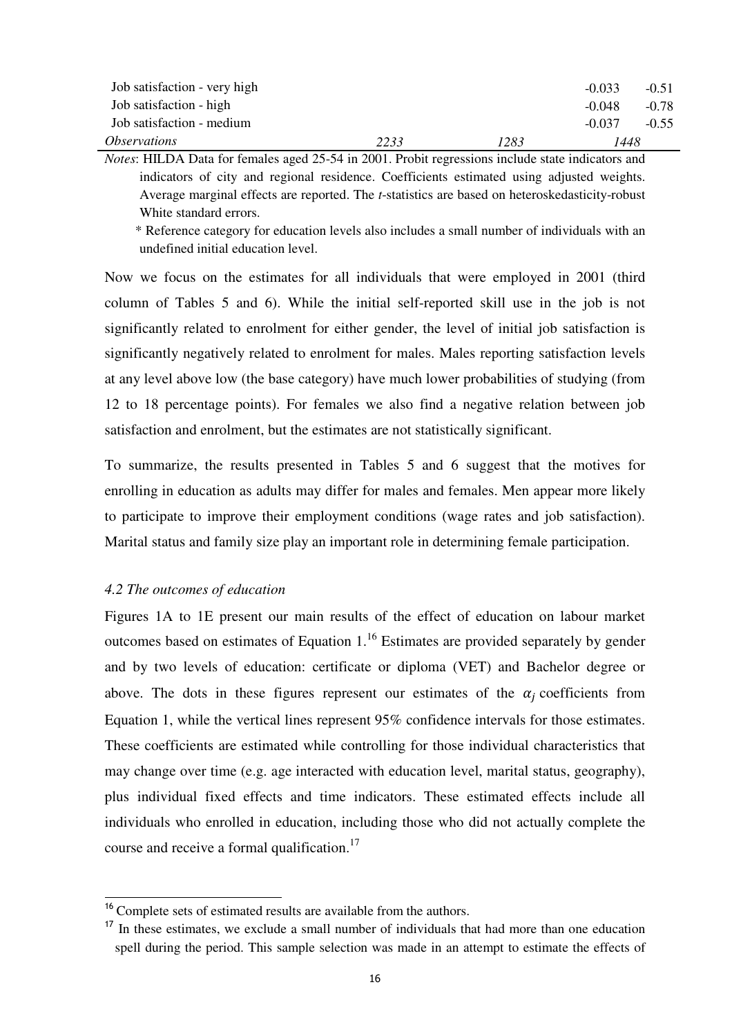| | | | | |
|---|---|---|---|---|
| Job satisfaction - very high | | | -0.033 | -0.51 |
| Job satisfaction - high | | | -0.048 | -0.78 |
| Job satisfaction - medium | | | -0.037 | -0.55 |
| *Observations* | *2233* | *1283* | *1448* | |

*Notes*: HILDA Data for females aged 25-54 in 2001. Probit regressions include state indicators and indicators of city and regional residence. Coefficients estimated using adjusted weights. Average marginal effects are reported. The *t*-statistics are based on heteroskedasticity-robust White standard errors.

\* Reference category for education levels also includes a small number of individuals with an undefined initial education level.

Now we focus on the estimates for all individuals that were employed in 2001 (third column of Tables 5 and 6). While the initial self-reported skill use in the job is not significantly related to enrolment for either gender, the level of initial job satisfaction is significantly negatively related to enrolment for males. Males reporting satisfaction levels at any level above low (the base category) have much lower probabilities of studying (from 12 to 18 percentage points). For females we also find a negative relation between job satisfaction and enrolment, but the estimates are not statistically significant.

To summarize, the results presented in Tables 5 and 6 suggest that the motives for enrolling in education as adults may differ for males and females. Men appear more likely to participate to improve their employment conditions (wage rates and job satisfaction). Marital status and family size play an important role in determining female participation.

### *4.2 The outcomes of education*

Figures 1A to 1E present our main results of the effect of education on labour market outcomes based on estimates of Equation 1.[16] Estimates are provided separately by gender and by two levels of education: certificate or diploma (VET) and Bachelor degree or above. The dots in these figures represent our estimates of the $\alpha_j$ coefficients from Equation 1, while the vertical lines represent 95% confidence intervals for those estimates. These coefficients are estimated while controlling for those individual characteristics that may change over time (e.g. age interacted with education level, marital status, geography), plus individual fixed effects and time indicators. These estimated effects include all individuals who enrolled in education, including those who did not actually complete the course and receive a formal qualification.[17]

[16] Complete sets of estimated results are available from the authors.

[17] In these estimates, we exclude a small number of individuals that had more than one education spell during the period. This sample selection was made in an attempt to estimate the effects of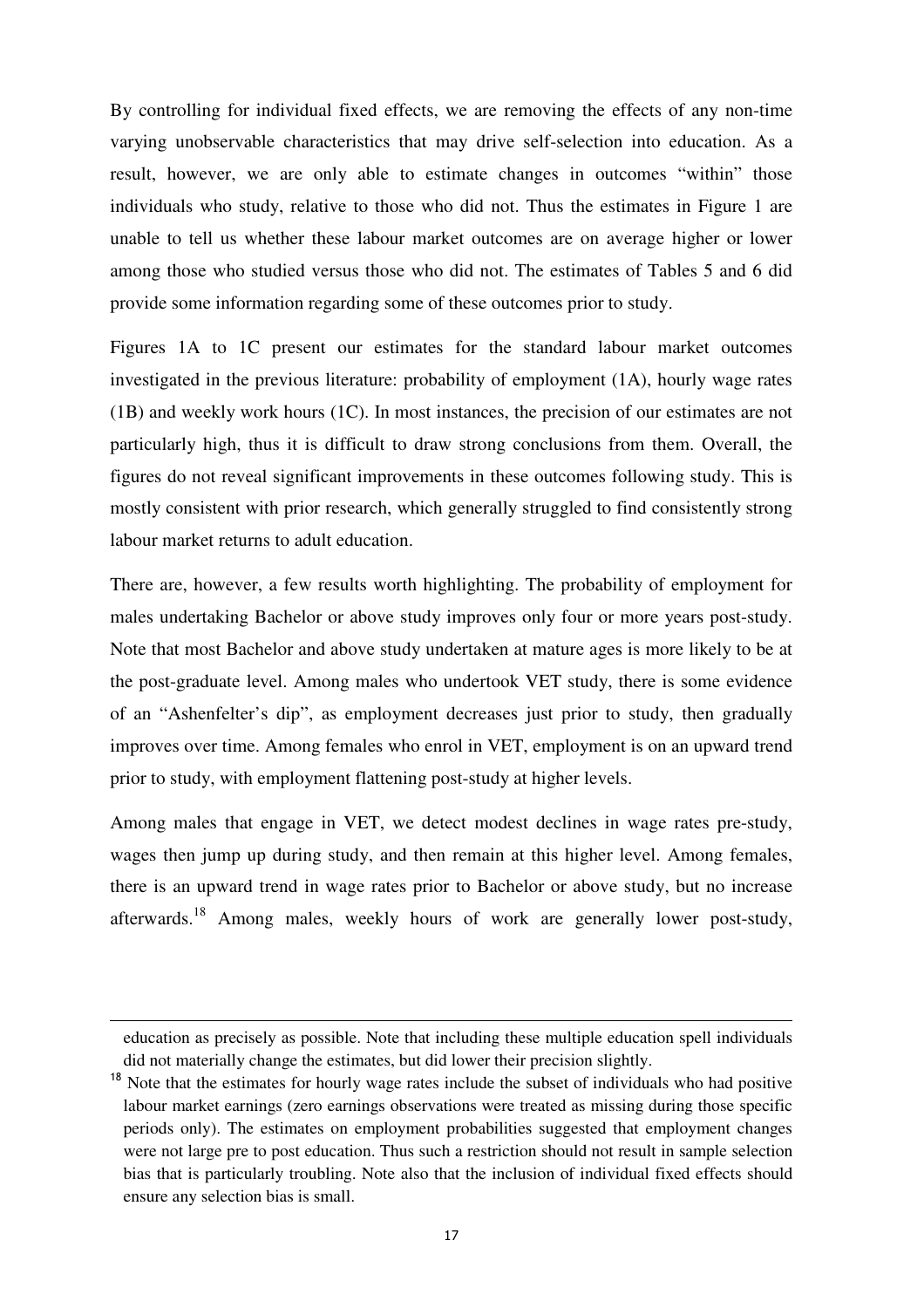By controlling for individual fixed effects, we are removing the effects of any non-time varying unobservable characteristics that may drive self-selection into education. As a result, however, we are only able to estimate changes in outcomes "within" those individuals who study, relative to those who did not. Thus the estimates in Figure 1 are unable to tell us whether these labour market outcomes are on average higher or lower among those who studied versus those who did not. The estimates of Tables 5 and 6 did provide some information regarding some of these outcomes prior to study.

Figures 1A to 1C present our estimates for the standard labour market outcomes investigated in the previous literature: probability of employment (1A), hourly wage rates (1B) and weekly work hours (1C). In most instances, the precision of our estimates are not particularly high, thus it is difficult to draw strong conclusions from them. Overall, the figures do not reveal significant improvements in these outcomes following study. This is mostly consistent with prior research, which generally struggled to find consistently strong labour market returns to adult education.

There are, however, a few results worth highlighting. The probability of employment for males undertaking Bachelor or above study improves only four or more years post-study. Note that most Bachelor and above study undertaken at mature ages is more likely to be at the post-graduate level. Among males who undertook VET study, there is some evidence of an "Ashenfelter's dip", as employment decreases just prior to study, then gradually improves over time. Among females who enrol in VET, employment is on an upward trend prior to study, with employment flattening post-study at higher levels.

Among males that engage in VET, we detect modest declines in wage rates pre-study, wages then jump up during study, and then remain at this higher level. Among females, there is an upward trend in wage rates prior to Bachelor or above study, but no increase afterwards.[18] Among males, weekly hours of work are generally lower post-study,

---

education as precisely as possible. Note that including these multiple education spell individuals did not materially change the estimates, but did lower their precision slightly.

[18] Note that the estimates for hourly wage rates include the subset of individuals who had positive labour market earnings (zero earnings observations were treated as missing during those specific periods only). The estimates on employment probabilities suggested that employment changes were not large pre to post education. Thus such a restriction should not result in sample selection bias that is particularly troubling. Note also that the inclusion of individual fixed effects should ensure any selection bias is small.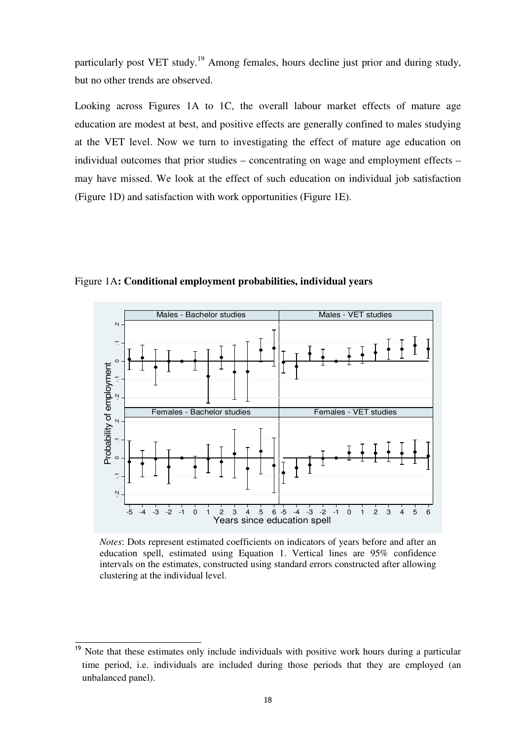particularly post VET study.[19] Among females, hours decline just prior and during study, but no other trends are observed.

Looking across Figures 1A to 1C, the overall labour market effects of mature age education are modest at best, and positive effects are generally confined to males studying at the VET level. Now we turn to investigating the effect of mature age education on individual outcomes that prior studies – concentrating on wage and employment effects – may have missed. We look at the effect of such education on individual job satisfaction (Figure 1D) and satisfaction with work opportunities (Figure 1E).

Figure 1A**: Conditional employment probabilities, individual years**

*Notes*: Dots represent estimated coefficients on indicators of years before and after an education spell, estimated using Equation 1. Vertical lines are 95% confidence intervals on the estimates, constructed using standard errors constructed after allowing clustering at the individual level.

---

[19] Note that these estimates only include individuals with positive work hours during a particular time period, i.e. individuals are included during those periods that they are employed (an unbalanced panel).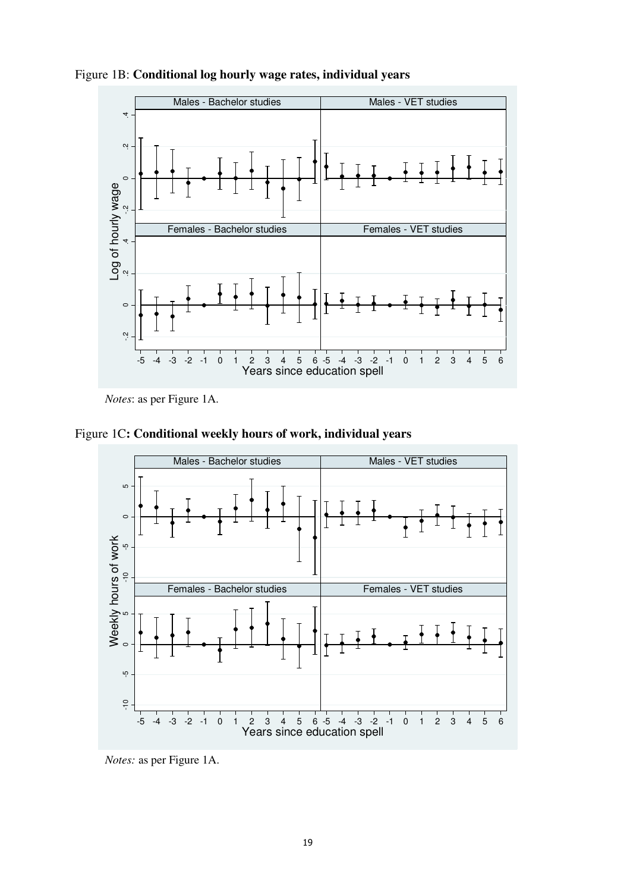Figure 1B: **Conditional log hourly wage rates, individual years**

Males - Bachelor studies

Males - VET studies

Females - Bachelor studies

Females - VET studies

Log of hourly wage

-.2 0 .2 .4

-5 -4 -3 -2 -1 0 1 2 3 4 5 6

Years since education spell

*Notes*: as per Figure 1A.

Figure 1C**: Conditional weekly hours of work, individual years**

Males - Bachelor studies

Males - VET studies

Females - Bachelor studies

Females - VET studies

Weekly hours of work

-10 -5 0 5

-5 -4 -3 -2 -1 0 1 2 3 4 5 6

Years since education spell

*Notes:* as per Figure 1A.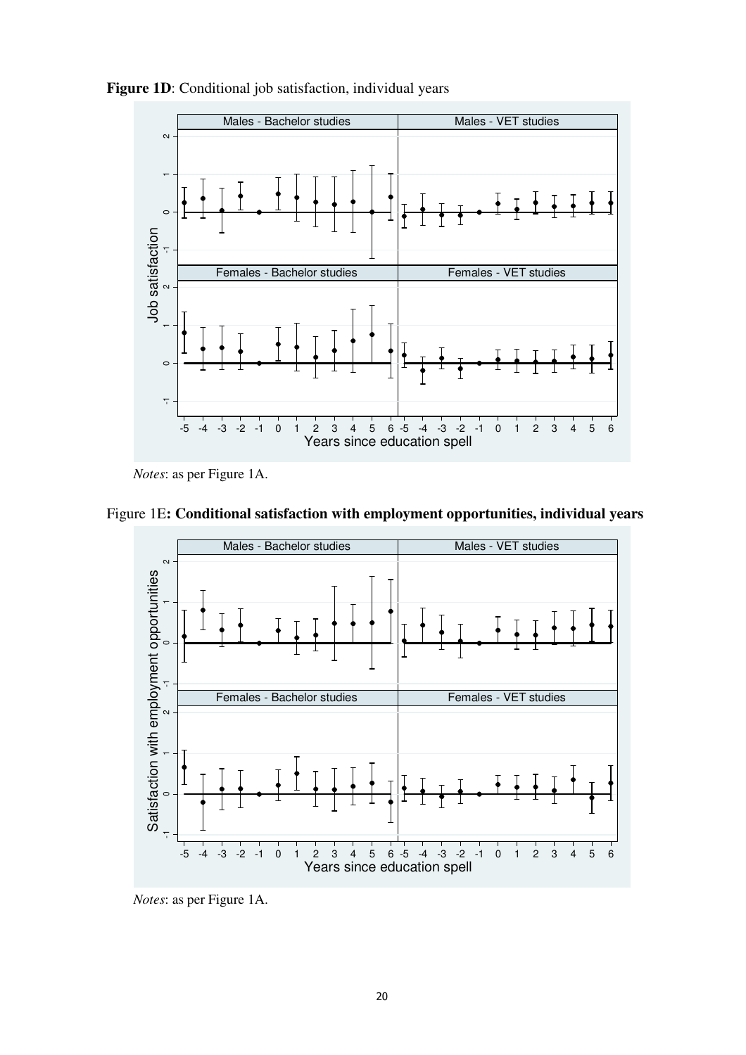**Figure 1D**: Conditional job satisfaction, individual years

Males - Bachelor studies

Males - VET studies

Females - Bachelor studies

Females - VET studies

Job satisfaction

2
1
0
-1

Years since education spell

-5 -4 -3 -2 -1 0 1 2 3 4 5 6 -5 -4 -3 -2 -1 0 1 2 3 4 5 6

*Notes*: as per Figure 1A.

Figure 1E**: Conditional satisfaction with employment opportunities, individual years**

Males - Bachelor studies

Males - VET studies

Females - Bachelor studies

Females - VET studies

Satisfaction with employment opportunities

2
1
0
-1

Years since education spell

-5 -4 -3 -2 -1 0 1 2 3 4 5 6 -5 -4 -3 -2 -1 0 1 2 3 4 5 6

*Notes*: as per Figure 1A.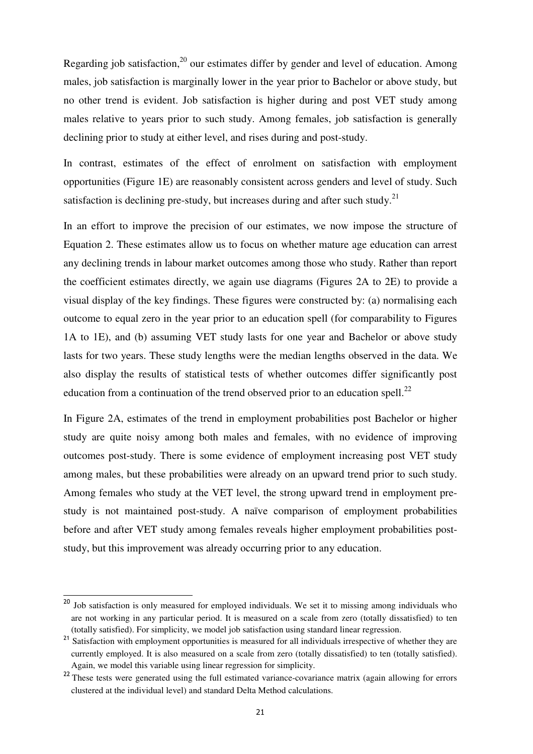Regarding job satisfaction,[20] our estimates differ by gender and level of education. Among males, job satisfaction is marginally lower in the year prior to Bachelor or above study, but no other trend is evident. Job satisfaction is higher during and post VET study among males relative to years prior to such study. Among females, job satisfaction is generally declining prior to study at either level, and rises during and post-study.

In contrast, estimates of the effect of enrolment on satisfaction with employment opportunities (Figure 1E) are reasonably consistent across genders and level of study. Such satisfaction is declining pre-study, but increases during and after such study.[21]

In an effort to improve the precision of our estimates, we now impose the structure of Equation 2. These estimates allow us to focus on whether mature age education can arrest any declining trends in labour market outcomes among those who study. Rather than report the coefficient estimates directly, we again use diagrams (Figures 2A to 2E) to provide a visual display of the key findings. These figures were constructed by: (a) normalising each outcome to equal zero in the year prior to an education spell (for comparability to Figures 1A to 1E), and (b) assuming VET study lasts for one year and Bachelor or above study lasts for two years. These study lengths were the median lengths observed in the data. We also display the results of statistical tests of whether outcomes differ significantly post education from a continuation of the trend observed prior to an education spell.[22]

In Figure 2A, estimates of the trend in employment probabilities post Bachelor or higher study are quite noisy among both males and females, with no evidence of improving outcomes post-study. There is some evidence of employment increasing post VET study among males, but these probabilities were already on an upward trend prior to such study. Among females who study at the VET level, the strong upward trend in employment pre-study is not maintained post-study. A naïve comparison of employment probabilities before and after VET study among females reveals higher employment probabilities post-study, but this improvement was already occurring prior to any education.

---

[20] Job satisfaction is only measured for employed individuals. We set it to missing among individuals who are not working in any particular period. It is measured on a scale from zero (totally dissatisfied) to ten (totally satisfied). For simplicity, we model job satisfaction using standard linear regression.

[21] Satisfaction with employment opportunities is measured for all individuals irrespective of whether they are currently employed. It is also measured on a scale from zero (totally dissatisfied) to ten (totally satisfied). Again, we model this variable using linear regression for simplicity.

[22] These tests were generated using the full estimated variance-covariance matrix (again allowing for errors clustered at the individual level) and standard Delta Method calculations.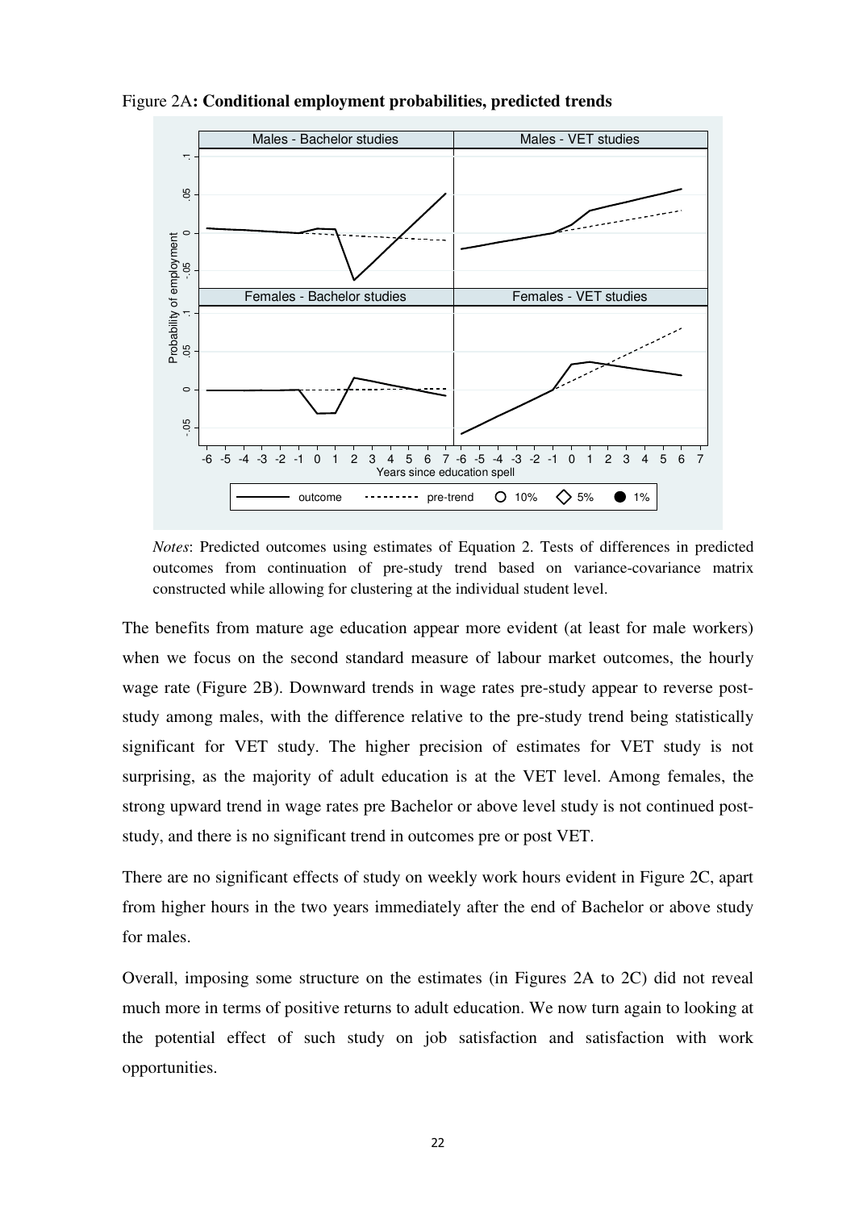Figure 2A**: Conditional employment probabilities, predicted trends**

Males - Bachelor studies

Males - VET studies

Females - Bachelor studies

Females - VET studies

Probability of employment

-.05 0 .05 .1

-6 -5 -4 -3 -2 -1 0 1 2 3 4 5 6 7 -6 -5 -4 -3 -2 -1 0 1 2 3 4 5 6 7

Years since education spell

outcome pre-trend 10% 5% 1%

*Notes*: Predicted outcomes using estimates of Equation 2. Tests of differences in predicted outcomes from continuation of pre-study trend based on variance-covariance matrix constructed while allowing for clustering at the individual student level.

The benefits from mature age education appear more evident (at least for male workers) when we focus on the second standard measure of labour market outcomes, the hourly wage rate (Figure 2B). Downward trends in wage rates pre-study appear to reverse post-study among males, with the difference relative to the pre-study trend being statistically significant for VET study. The higher precision of estimates for VET study is not surprising, as the majority of adult education is at the VET level. Among females, the strong upward trend in wage rates pre Bachelor or above level study is not continued post-study, and there is no significant trend in outcomes pre or post VET.

There are no significant effects of study on weekly work hours evident in Figure 2C, apart from higher hours in the two years immediately after the end of Bachelor or above study for males.

Overall, imposing some structure on the estimates (in Figures 2A to 2C) did not reveal much more in terms of positive returns to adult education. We now turn again to looking at the potential effect of such study on job satisfaction and satisfaction with work opportunities.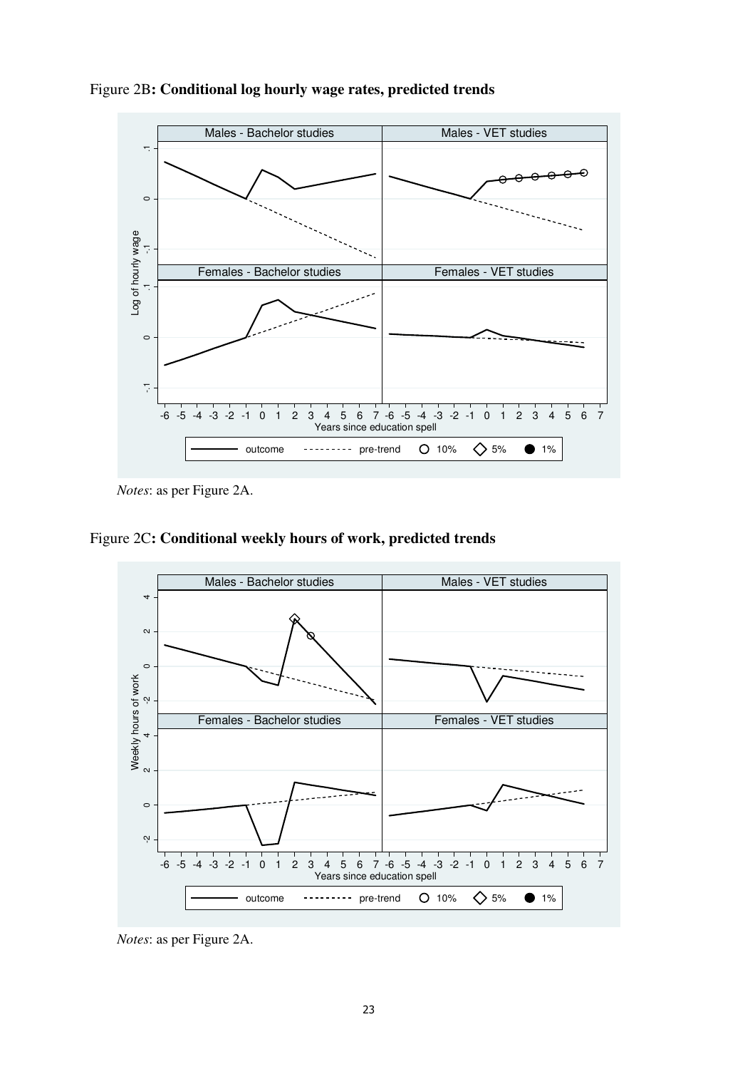Figure 2B**: Conditional log hourly wage rates, predicted trends**

Males - Bachelor studies

Males - VET studies

Females - Bachelor studies

Females - VET studies

Log of hourly wage

.1

0

-.1

-6 -5 -4 -3 -2 -1 0 1 2 3 4 5 6 7 -6 -5 -4 -3 -2 -1 0 1 2 3 4 5 6 7

Years since education spell

outcome pre-trend 10% 5% 1%

*Notes*: as per Figure 2A.

Figure 2C**: Conditional weekly hours of work, predicted trends**

Males - Bachelor studies

Males - VET studies

Females - Bachelor studies

Females - VET studies

Weekly hours of work

4

2

0

-2

-6 -5 -4 -3 -2 -1 0 1 2 3 4 5 6 7 -6 -5 -4 -3 -2 -1 0 1 2 3 4 5 6 7

Years since education spell

outcome pre-trend 10% 5% 1%

*Notes*: as per Figure 2A.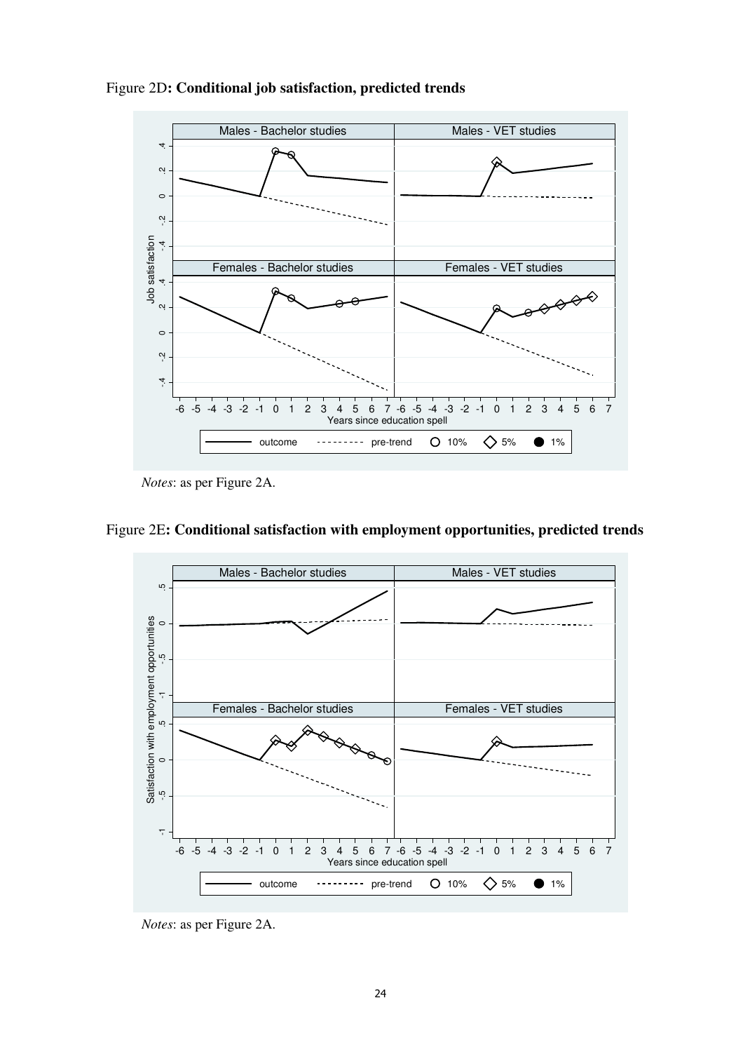Figure 2D**: Conditional job satisfaction, predicted trends**

Males - Bachelor studies

Males - VET studies

Females - Bachelor studies

Females - VET studies

Job satisfaction

.4
.2
0
-.2
-.4

Years since education spell

-6 -5 -4 -3 -2 -1 0 1 2 3 4 5 6 7 -6 -5 -4 -3 -2 -1 0 1 2 3 4 5 6 7

outcome pre-trend 10% 5% 1%

*Notes*: as per Figure 2A.

Figure 2E**: Conditional satisfaction with employment opportunities, predicted trends**

Males - Bachelor studies

Males - VET studies

Females - Bachelor studies

Females - VET studies

Satisfaction with employment opportunities

.5
0
-.5
-1

Years since education spell

-6 -5 -4 -3 -2 -1 0 1 2 3 4 5 6 7 -6 -5 -4 -3 -2 -1 0 1 2 3 4 5 6 7

outcome pre-trend 10% 5% 1%

*Notes*: as per Figure 2A.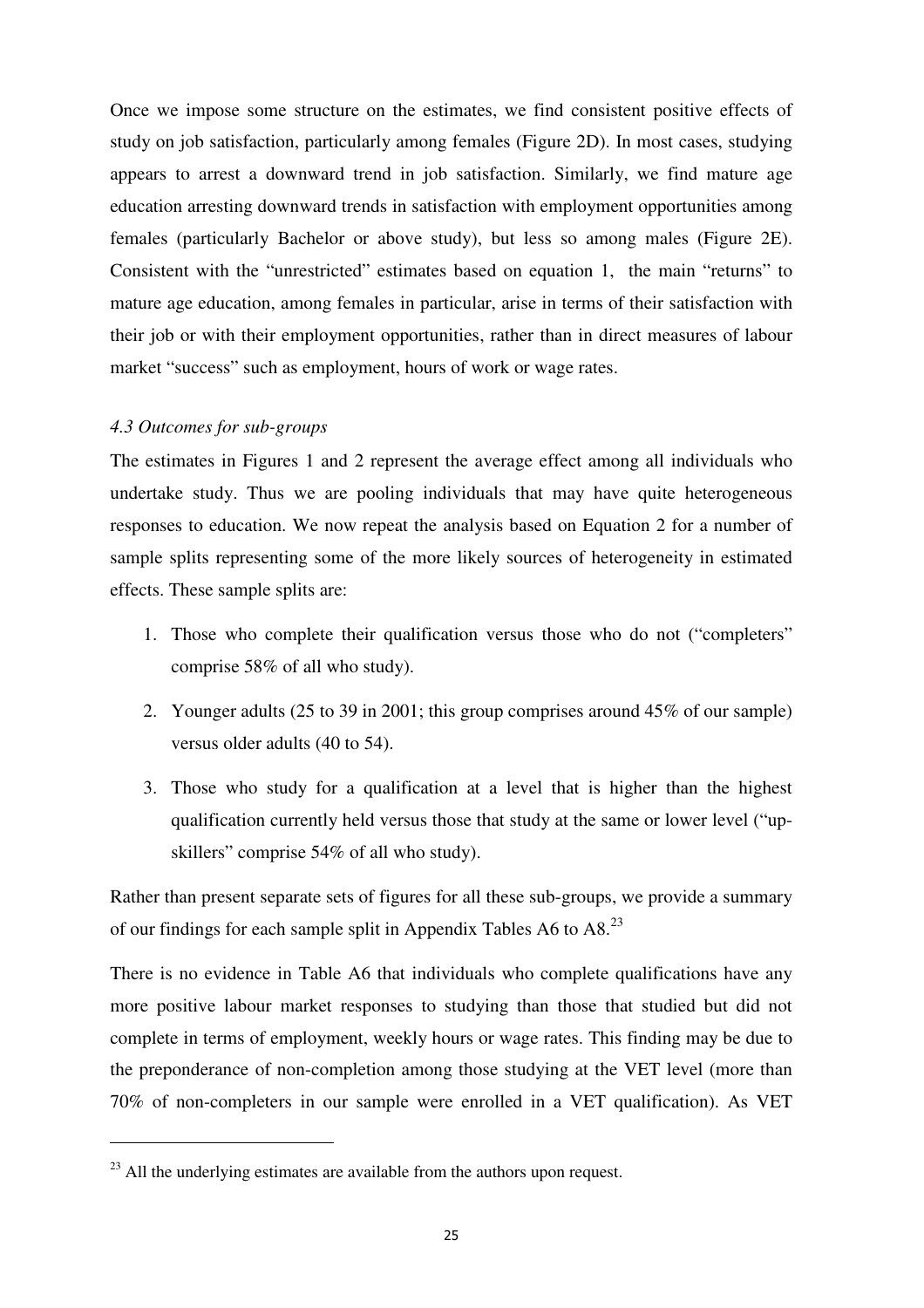Once we impose some structure on the estimates, we find consistent positive effects of study on job satisfaction, particularly among females (Figure 2D). In most cases, studying appears to arrest a downward trend in job satisfaction. Similarly, we find mature age education arresting downward trends in satisfaction with employment opportunities among females (particularly Bachelor or above study), but less so among males (Figure 2E). Consistent with the "unrestricted" estimates based on equation 1, the main "returns" to mature age education, among females in particular, arise in terms of their satisfaction with their job or with their employment opportunities, rather than in direct measures of labour market "success" such as employment, hours of work or wage rates.

### *4.3 Outcomes for sub-groups*

The estimates in Figures 1 and 2 represent the average effect among all individuals who undertake study. Thus we are pooling individuals that may have quite heterogeneous responses to education. We now repeat the analysis based on Equation 2 for a number of sample splits representing some of the more likely sources of heterogeneity in estimated effects. These sample splits are:

1. Those who complete their qualification versus those who do not ("completers" comprise 58% of all who study).
2. Younger adults (25 to 39 in 2001; this group comprises around 45% of our sample) versus older adults (40 to 54).
3. Those who study for a qualification at a level that is higher than the highest qualification currently held versus those that study at the same or lower level ("up-skillers" comprise 54% of all who study).

Rather than present separate sets of figures for all these sub-groups, we provide a summary of our findings for each sample split in Appendix Tables A6 to A8.[23]

There is no evidence in Table A6 that individuals who complete qualifications have any more positive labour market responses to studying than those that studied but did not complete in terms of employment, weekly hours or wage rates. This finding may be due to the preponderance of non-completion among those studying at the VET level (more than 70% of non-completers in our sample were enrolled in a VET qualification). As VET

[23] All the underlying estimates are available from the authors upon request.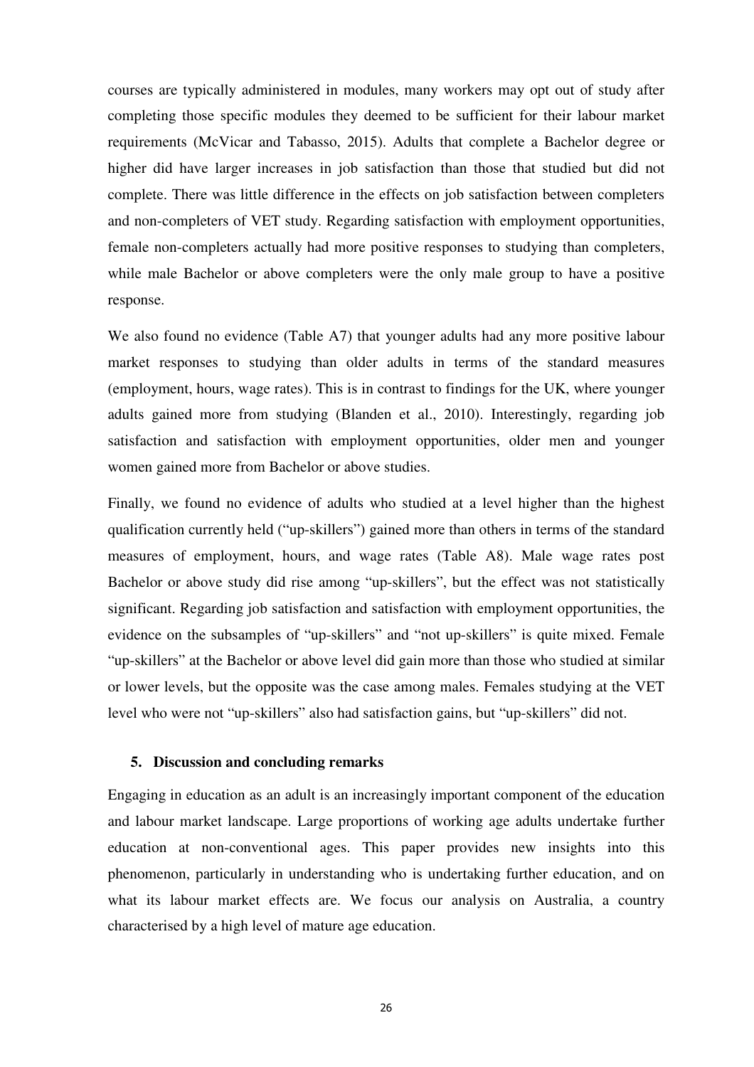courses are typically administered in modules, many workers may opt out of study after completing those specific modules they deemed to be sufficient for their labour market requirements (McVicar and Tabasso, 2015). Adults that complete a Bachelor degree or higher did have larger increases in job satisfaction than those that studied but did not complete. There was little difference in the effects on job satisfaction between completers and non-completers of VET study. Regarding satisfaction with employment opportunities, female non-completers actually had more positive responses to studying than completers, while male Bachelor or above completers were the only male group to have a positive response.

We also found no evidence (Table A7) that younger adults had any more positive labour market responses to studying than older adults in terms of the standard measures (employment, hours, wage rates). This is in contrast to findings for the UK, where younger adults gained more from studying (Blanden et al., 2010). Interestingly, regarding job satisfaction and satisfaction with employment opportunities, older men and younger women gained more from Bachelor or above studies.

Finally, we found no evidence of adults who studied at a level higher than the highest qualification currently held ("up-skillers") gained more than others in terms of the standard measures of employment, hours, and wage rates (Table A8). Male wage rates post Bachelor or above study did rise among "up-skillers", but the effect was not statistically significant. Regarding job satisfaction and satisfaction with employment opportunities, the evidence on the subsamples of "up-skillers" and "not up-skillers" is quite mixed. Female "up-skillers" at the Bachelor or above level did gain more than those who studied at similar or lower levels, but the opposite was the case among males. Females studying at the VET level who were not "up-skillers" also had satisfaction gains, but "up-skillers" did not.

## 5. Discussion and concluding remarks

Engaging in education as an adult is an increasingly important component of the education and labour market landscape. Large proportions of working age adults undertake further education at non-conventional ages. This paper provides new insights into this phenomenon, particularly in understanding who is undertaking further education, and on what its labour market effects are. We focus our analysis on Australia, a country characterised by a high level of mature age education.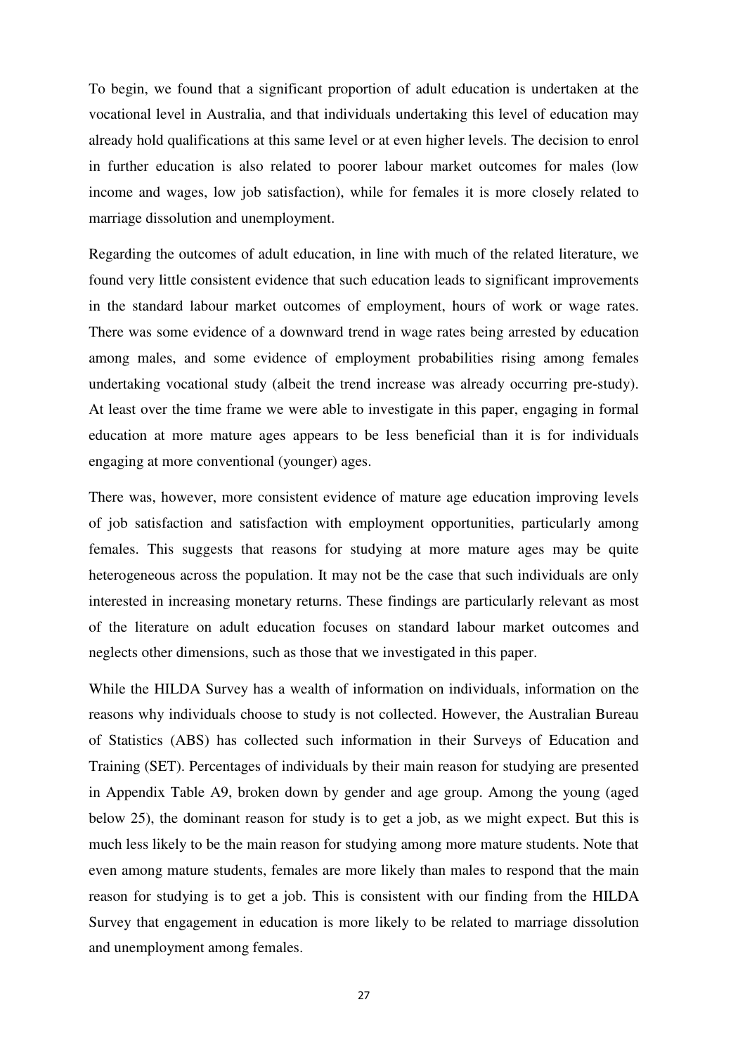To begin, we found that a significant proportion of adult education is undertaken at the vocational level in Australia, and that individuals undertaking this level of education may already hold qualifications at this same level or at even higher levels. The decision to enrol in further education is also related to poorer labour market outcomes for males (low income and wages, low job satisfaction), while for females it is more closely related to marriage dissolution and unemployment.

Regarding the outcomes of adult education, in line with much of the related literature, we found very little consistent evidence that such education leads to significant improvements in the standard labour market outcomes of employment, hours of work or wage rates. There was some evidence of a downward trend in wage rates being arrested by education among males, and some evidence of employment probabilities rising among females undertaking vocational study (albeit the trend increase was already occurring pre-study). At least over the time frame we were able to investigate in this paper, engaging in formal education at more mature ages appears to be less beneficial than it is for individuals engaging at more conventional (younger) ages.

There was, however, more consistent evidence of mature age education improving levels of job satisfaction and satisfaction with employment opportunities, particularly among females. This suggests that reasons for studying at more mature ages may be quite heterogeneous across the population. It may not be the case that such individuals are only interested in increasing monetary returns. These findings are particularly relevant as most of the literature on adult education focuses on standard labour market outcomes and neglects other dimensions, such as those that we investigated in this paper.

While the HILDA Survey has a wealth of information on individuals, information on the reasons why individuals choose to study is not collected. However, the Australian Bureau of Statistics (ABS) has collected such information in their Surveys of Education and Training (SET). Percentages of individuals by their main reason for studying are presented in Appendix Table A9, broken down by gender and age group. Among the young (aged below 25), the dominant reason for study is to get a job, as we might expect. But this is much less likely to be the main reason for studying among more mature students. Note that even among mature students, females are more likely than males to respond that the main reason for studying is to get a job. This is consistent with our finding from the HILDA Survey that engagement in education is more likely to be related to marriage dissolution and unemployment among females.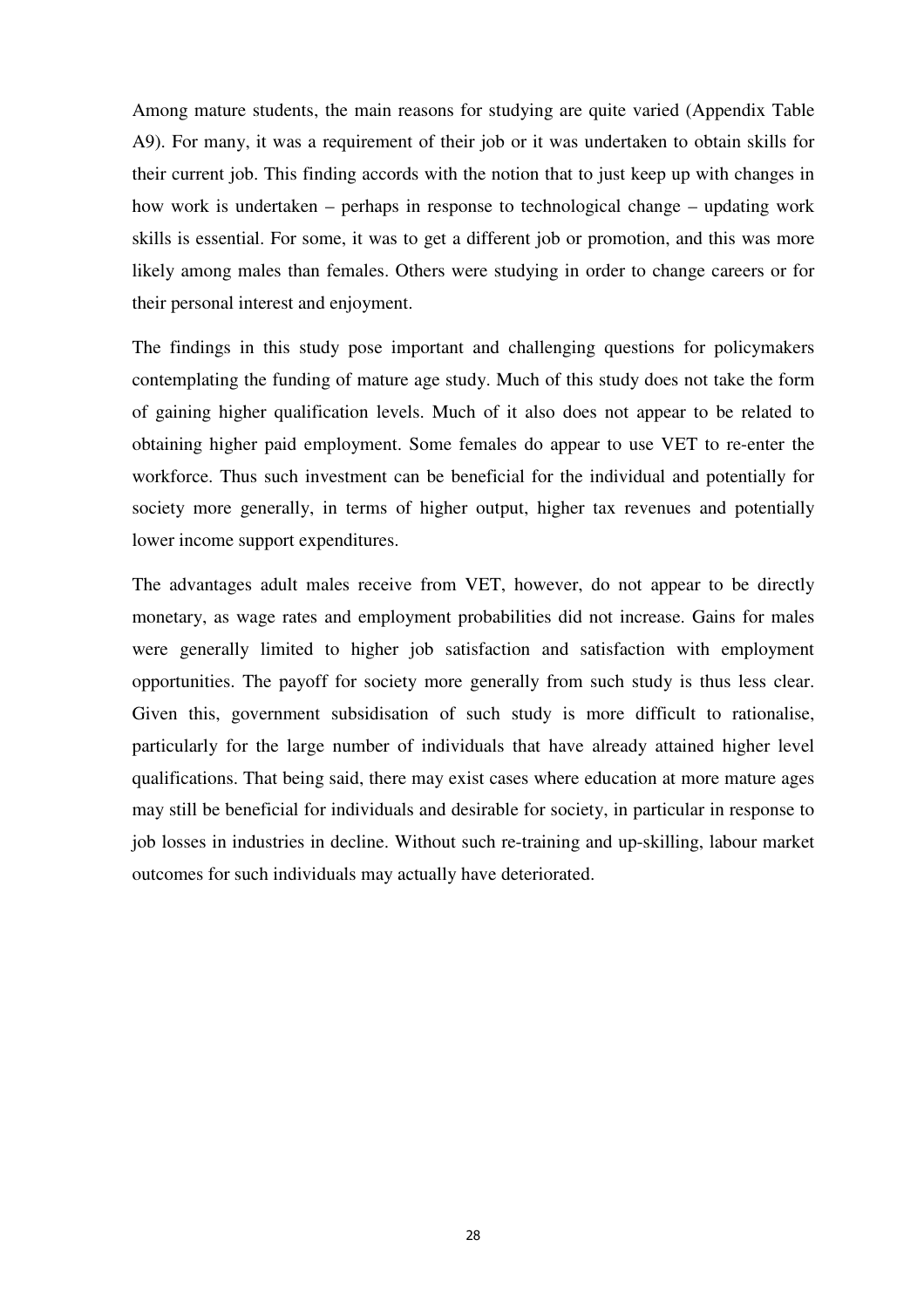Among mature students, the main reasons for studying are quite varied (Appendix Table A9). For many, it was a requirement of their job or it was undertaken to obtain skills for their current job. This finding accords with the notion that to just keep up with changes in how work is undertaken – perhaps in response to technological change – updating work skills is essential. For some, it was to get a different job or promotion, and this was more likely among males than females. Others were studying in order to change careers or for their personal interest and enjoyment.

The findings in this study pose important and challenging questions for policymakers contemplating the funding of mature age study. Much of this study does not take the form of gaining higher qualification levels. Much of it also does not appear to be related to obtaining higher paid employment. Some females do appear to use VET to re-enter the workforce. Thus such investment can be beneficial for the individual and potentially for society more generally, in terms of higher output, higher tax revenues and potentially lower income support expenditures.

The advantages adult males receive from VET, however, do not appear to be directly monetary, as wage rates and employment probabilities did not increase. Gains for males were generally limited to higher job satisfaction and satisfaction with employment opportunities. The payoff for society more generally from such study is thus less clear. Given this, government subsidisation of such study is more difficult to rationalise, particularly for the large number of individuals that have already attained higher level qualifications. That being said, there may exist cases where education at more mature ages may still be beneficial for individuals and desirable for society, in particular in response to job losses in industries in decline. Without such re-training and up-skilling, labour market outcomes for such individuals may actually have deteriorated.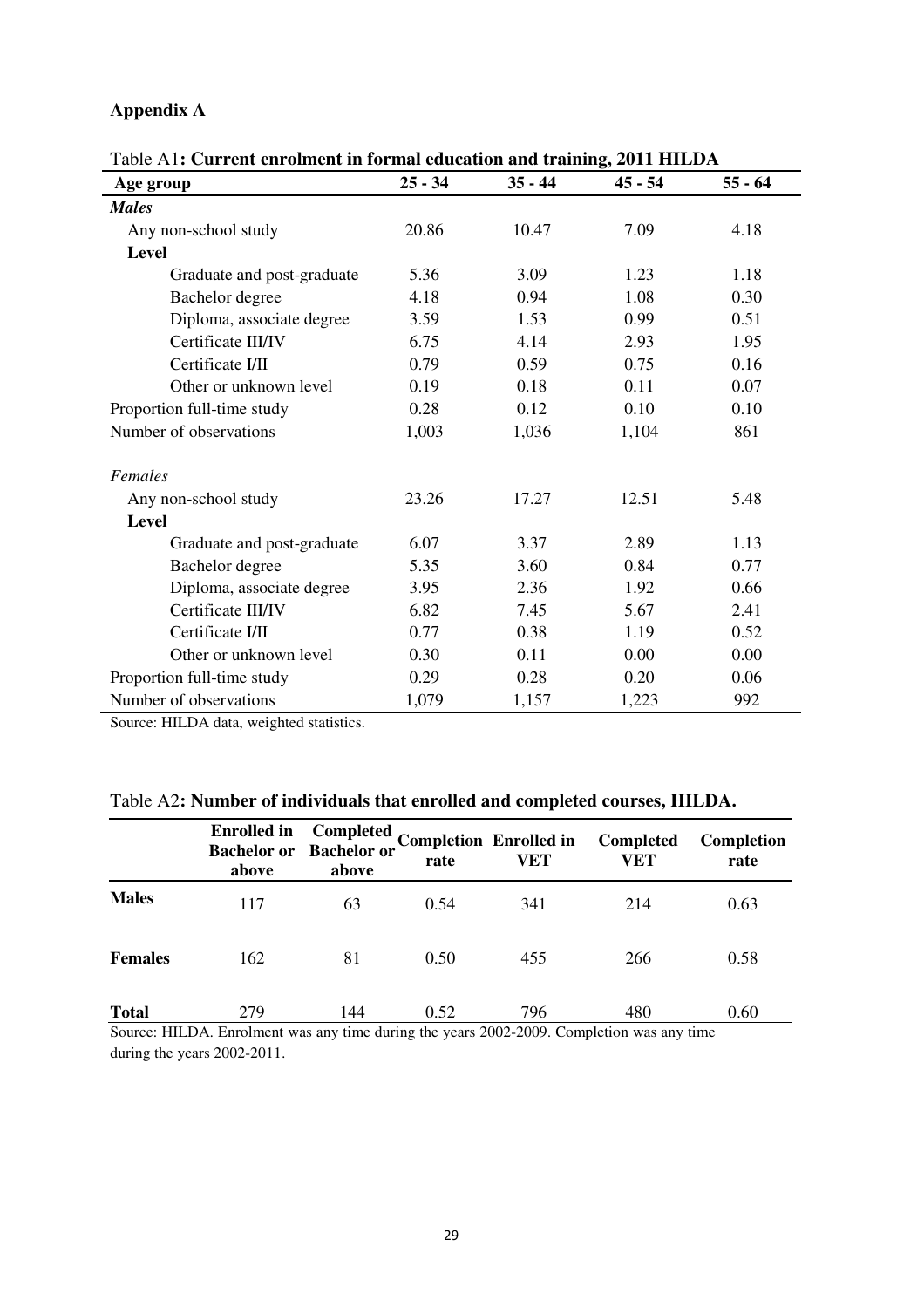## Appendix A

Table A1**: Current enrolment in formal education and training, 2011 HILDA**

| Age group | 25 - 34 | 35 - 44 | 45 - 54 | 55 - 64 |
|---|---|---|---|---|
| ***Males*** | | | | |
| Any non-school study | 20.86 | 10.47 | 7.09 | 4.18 |
| **Level** | | | | |
| Graduate and post-graduate | 5.36 | 3.09 | 1.23 | 1.18 |
| Bachelor degree | 4.18 | 0.94 | 1.08 | 0.30 |
| Diploma, associate degree | 3.59 | 1.53 | 0.99 | 0.51 |
| Certificate III/IV | 6.75 | 4.14 | 2.93 | 1.95 |
| Certificate I/II | 0.79 | 0.59 | 0.75 | 0.16 |
| Other or unknown level | 0.19 | 0.18 | 0.11 | 0.07 |
| Proportion full-time study | 0.28 | 0.12 | 0.10 | 0.10 |
| Number of observations | 1,003 | 1,036 | 1,104 | 861 |
| *Females* | | | | |
| Any non-school study | 23.26 | 17.27 | 12.51 | 5.48 |
| **Level** | | | | |
| Graduate and post-graduate | 6.07 | 3.37 | 2.89 | 1.13 |
| Bachelor degree | 5.35 | 3.60 | 0.84 | 0.77 |
| Diploma, associate degree | 3.95 | 2.36 | 1.92 | 0.66 |
| Certificate III/IV | 6.82 | 7.45 | 5.67 | 2.41 |
| Certificate I/II | 0.77 | 0.38 | 1.19 | 0.52 |
| Other or unknown level | 0.30 | 0.11 | 0.00 | 0.00 |
| Proportion full-time study | 0.29 | 0.28 | 0.20 | 0.06 |
| Number of observations | 1,079 | 1,157 | 1,223 | 992 |

Source: HILDA data, weighted statistics.

Table A2**: Number of individuals that enrolled and completed courses, HILDA.**

| | Enrolled in Bachelor or above | Completed Bachelor or above | Completion rate | Enrolled in VET | Completed VET | Completion rate |
|---|---|---|---|---|---|---|
| **Males** | 117 | 63 | 0.54 | 341 | 214 | 0.63 |
| **Females** | 162 | 81 | 0.50 | 455 | 266 | 0.58 |
| **Total** | 279 | 144 | 0.52 | 796 | 480 | 0.60 |

Source: HILDA. Enrolment was any time during the years 2002-2009. Completion was any time during the years 2002-2011.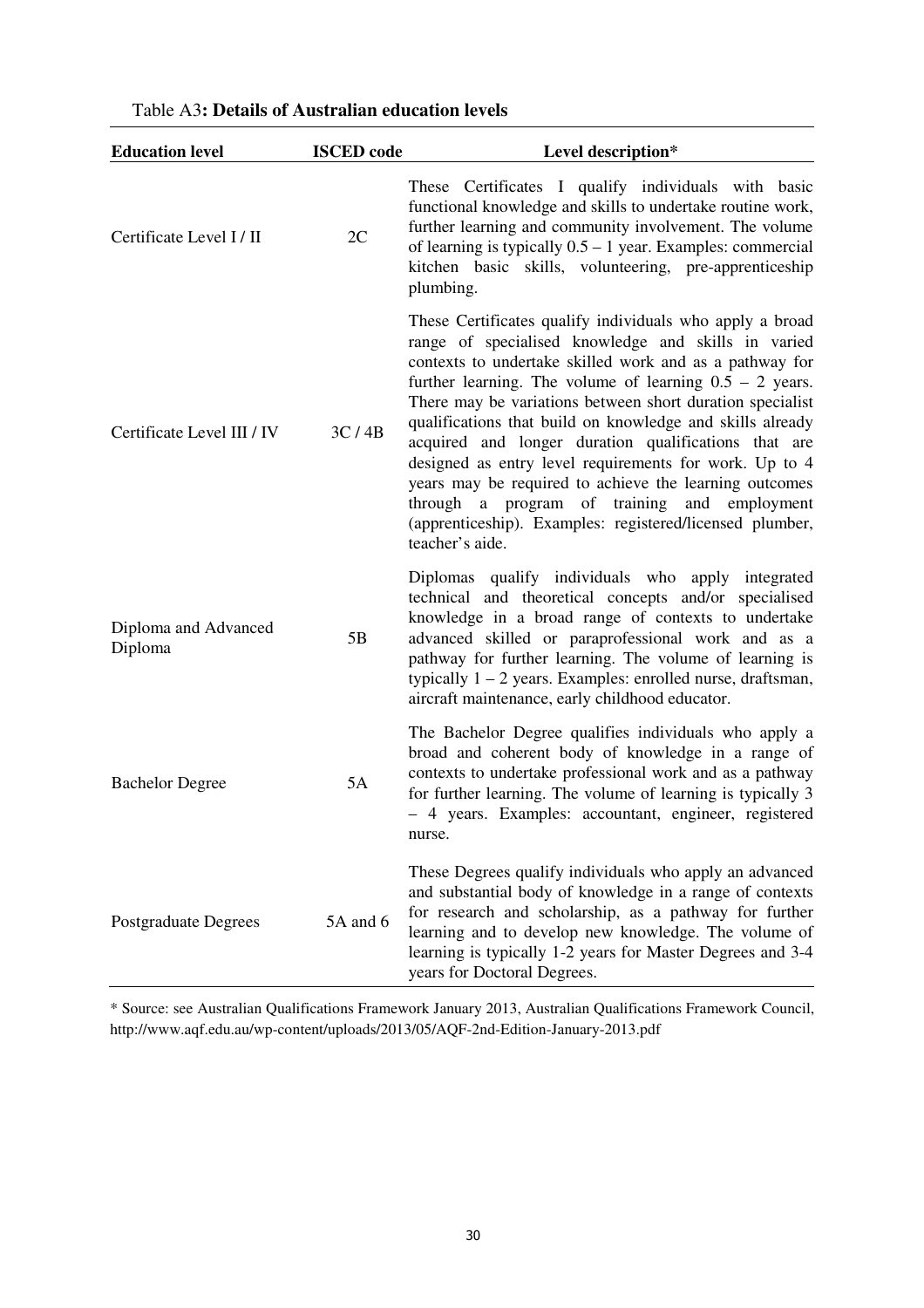Table A3**: Details of Australian education levels**

| Education level | ISCED code | Level description* |
|---|---|---|
| Certificate Level I / II | 2C | These Certificates I qualify individuals with basic functional knowledge and skills to undertake routine work, further learning and community involvement. The volume of learning is typically 0.5 – 1 year. Examples: commercial kitchen basic skills, volunteering, pre-apprenticeship plumbing. |
| Certificate Level III / IV | 3C / 4B | These Certificates qualify individuals who apply a broad range of specialised knowledge and skills in varied contexts to undertake skilled work and as a pathway for further learning. The volume of learning 0.5 – 2 years. There may be variations between short duration specialist qualifications that build on knowledge and skills already acquired and longer duration qualifications that are designed as entry level requirements for work. Up to 4 years may be required to achieve the learning outcomes through a program of training and employment (apprenticeship). Examples: registered/licensed plumber, teacher's aide. |
| Diploma and Advanced Diploma | 5B | Diplomas qualify individuals who apply integrated technical and theoretical concepts and/or specialised knowledge in a broad range of contexts to undertake advanced skilled or paraprofessional work and as a pathway for further learning. The volume of learning is typically 1 – 2 years. Examples: enrolled nurse, draftsman, aircraft maintenance, early childhood educator. |
| Bachelor Degree | 5A | The Bachelor Degree qualifies individuals who apply a broad and coherent body of knowledge in a range of contexts to undertake professional work and as a pathway for further learning. The volume of learning is typically 3 – 4 years. Examples: accountant, engineer, registered nurse. |
| Postgraduate Degrees | 5A and 6 | These Degrees qualify individuals who apply an advanced and substantial body of knowledge in a range of contexts for research and scholarship, as a pathway for further learning and to develop new knowledge. The volume of learning is typically 1-2 years for Master Degrees and 3-4 years for Doctoral Degrees. |

* Source: see Australian Qualifications Framework January 2013, Australian Qualifications Framework Council, http://www.aqf.edu.au/wp-content/uploads/2013/05/AQF-2nd-Edition-January-2013.pdf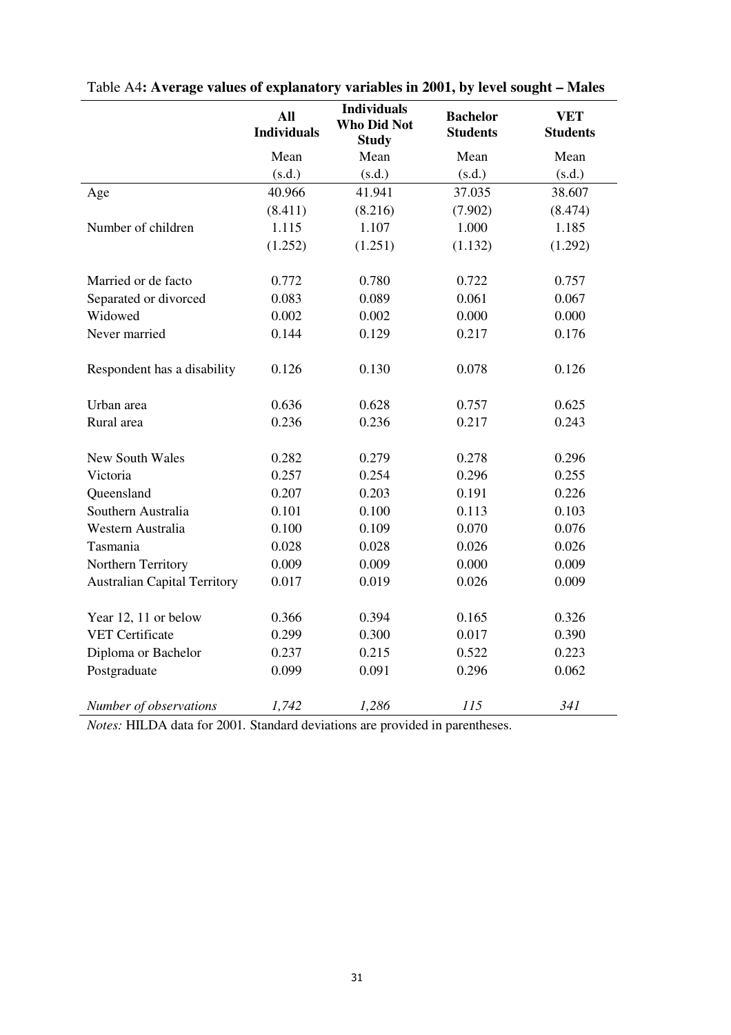Table A4**: Average values of explanatory variables in 2001, by level sought – Males**

| | All Individuals | Individuals Who Did Not Study | Bachelor Students | VET Students |
|---|---|---|---|---|
| | Mean | Mean | Mean | Mean |
| | (s.d.) | (s.d.) | (s.d.) | (s.d.) |
| Age | 40.966 | 41.941 | 37.035 | 38.607 |
| | (8.411) | (8.216) | (7.902) | (8.474) |
| Number of children | 1.115 | 1.107 | 1.000 | 1.185 |
| | (1.252) | (1.251) | (1.132) | (1.292) |
| Married or de facto | 0.772 | 0.780 | 0.722 | 0.757 |
| Separated or divorced | 0.083 | 0.089 | 0.061 | 0.067 |
| Widowed | 0.002 | 0.002 | 0.000 | 0.000 |
| Never married | 0.144 | 0.129 | 0.217 | 0.176 |
| Respondent has a disability | 0.126 | 0.130 | 0.078 | 0.126 |
| Urban area | 0.636 | 0.628 | 0.757 | 0.625 |
| Rural area | 0.236 | 0.236 | 0.217 | 0.243 |
| New South Wales | 0.282 | 0.279 | 0.278 | 0.296 |
| Victoria | 0.257 | 0.254 | 0.296 | 0.255 |
| Queensland | 0.207 | 0.203 | 0.191 | 0.226 |
| Southern Australia | 0.101 | 0.100 | 0.113 | 0.103 |
| Western Australia | 0.100 | 0.109 | 0.070 | 0.076 |
| Tasmania | 0.028 | 0.028 | 0.026 | 0.026 |
| Northern Territory | 0.009 | 0.009 | 0.000 | 0.009 |
| Australian Capital Territory | 0.017 | 0.019 | 0.026 | 0.009 |
| Year 12, 11 or below | 0.366 | 0.394 | 0.165 | 0.326 |
| VET Certificate | 0.299 | 0.300 | 0.017 | 0.390 |
| Diploma or Bachelor | 0.237 | 0.215 | 0.522 | 0.223 |
| Postgraduate | 0.099 | 0.091 | 0.296 | 0.062 |
| *Number of observations* | *1,742* | *1,286* | *115* | *341* |

*Notes:* HILDA data for 2001. Standard deviations are provided in parentheses.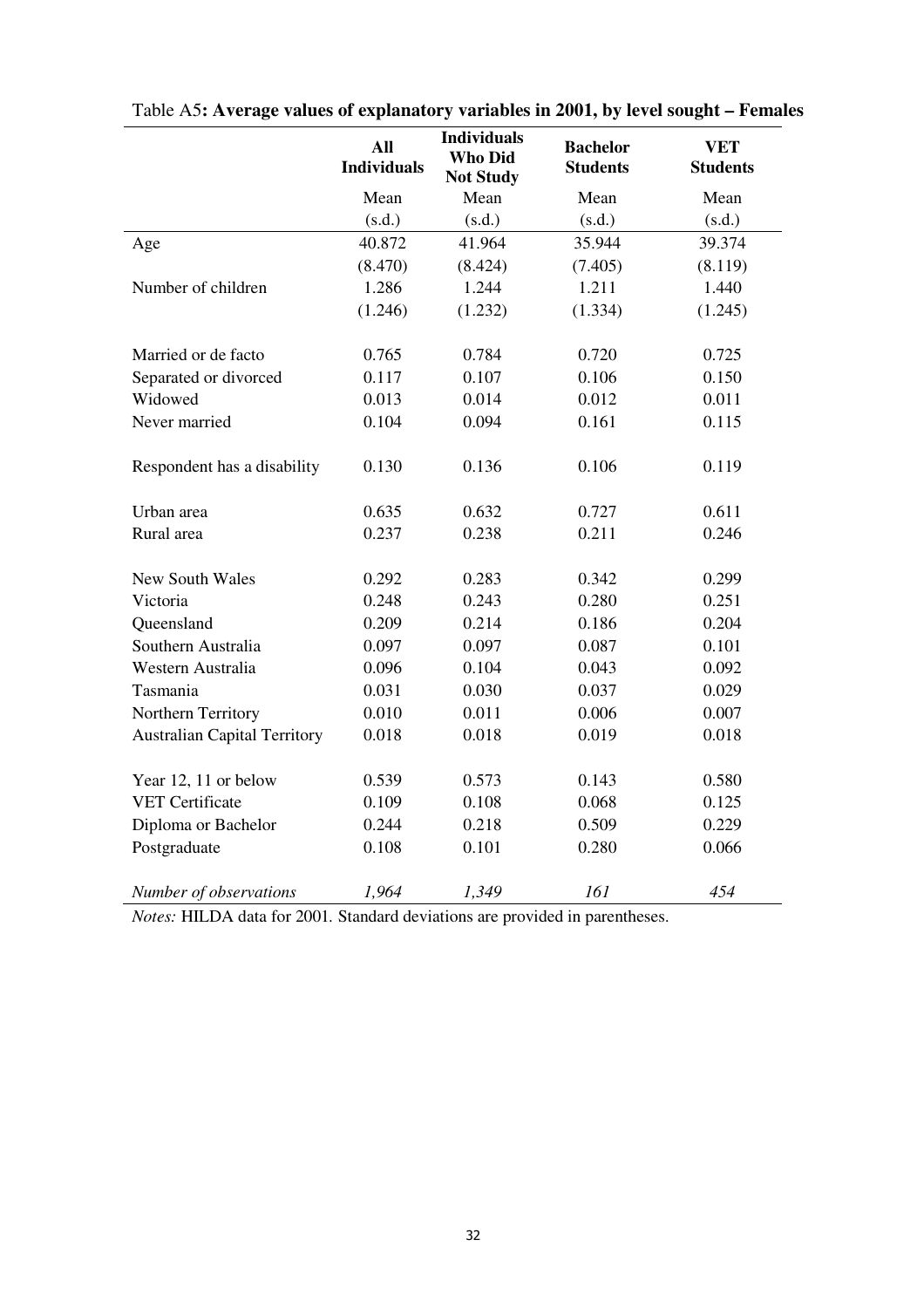Table A5**: Average values of explanatory variables in 2001, by level sought – Females**

| | **All Individuals** | **Individuals Who Did Not Study** | **Bachelor Students** | **VET Students** |
|---|---|---|---|---|
| | Mean (s.d.) | Mean (s.d.) | Mean (s.d.) | Mean (s.d.) |
| Age | 40.872 | 41.964 | 35.944 | 39.374 |
| | (8.470) | (8.424) | (7.405) | (8.119) |
| Number of children | 1.286 | 1.244 | 1.211 | 1.440 |
| | (1.246) | (1.232) | (1.334) | (1.245) |
| Married or de facto | 0.765 | 0.784 | 0.720 | 0.725 |
| Separated or divorced | 0.117 | 0.107 | 0.106 | 0.150 |
| Widowed | 0.013 | 0.014 | 0.012 | 0.011 |
| Never married | 0.104 | 0.094 | 0.161 | 0.115 |
| Respondent has a disability | 0.130 | 0.136 | 0.106 | 0.119 |
| Urban area | 0.635 | 0.632 | 0.727 | 0.611 |
| Rural area | 0.237 | 0.238 | 0.211 | 0.246 |
| New South Wales | 0.292 | 0.283 | 0.342 | 0.299 |
| Victoria | 0.248 | 0.243 | 0.280 | 0.251 |
| Queensland | 0.209 | 0.214 | 0.186 | 0.204 |
| Southern Australia | 0.097 | 0.097 | 0.087 | 0.101 |
| Western Australia | 0.096 | 0.104 | 0.043 | 0.092 |
| Tasmania | 0.031 | 0.030 | 0.037 | 0.029 |
| Northern Territory | 0.010 | 0.011 | 0.006 | 0.007 |
| Australian Capital Territory | 0.018 | 0.018 | 0.019 | 0.018 |
| Year 12, 11 or below | 0.539 | 0.573 | 0.143 | 0.580 |
| VET Certificate | 0.109 | 0.108 | 0.068 | 0.125 |
| Diploma or Bachelor | 0.244 | 0.218 | 0.509 | 0.229 |
| Postgraduate | 0.108 | 0.101 | 0.280 | 0.066 |
| *Number of observations* | *1,964* | *1,349* | *161* | *454* |

*Notes:* HILDA data for 2001. Standard deviations are provided in parentheses.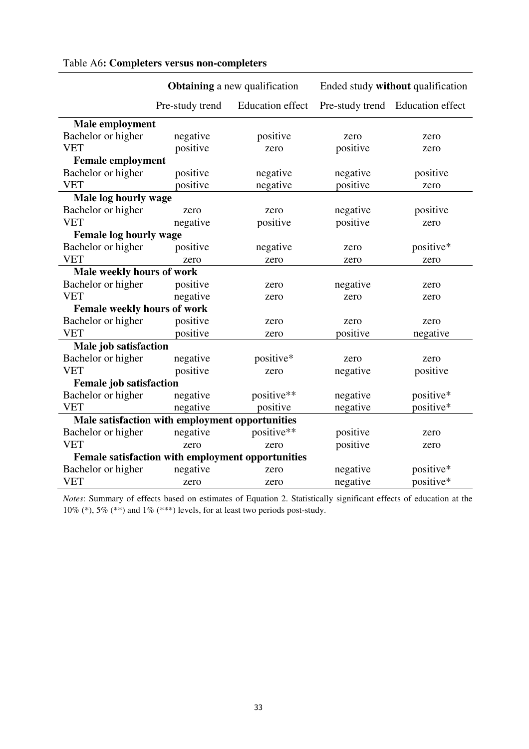Table A6**: Completers versus non-completers**

| | **Obtaining** a new qualification | | Ended study **without** qualification | |
|---|---|---|---|---|
| | Pre-study trend | Education effect | Pre-study trend | Education effect |
| **Male employment** | | | | |
| Bachelor or higher | negative | positive | zero | zero |
| VET | positive | zero | positive | zero |
| **Female employment** | | | | |
| Bachelor or higher | positive | negative | negative | positive |
| VET | positive | negative | positive | zero |
| **Male log hourly wage** | | | | |
| Bachelor or higher | zero | zero | negative | positive |
| VET | negative | positive | positive | zero |
| **Female log hourly wage** | | | | |
| Bachelor or higher | positive | negative | zero | positive* |
| VET | zero | zero | zero | zero |
| **Male weekly hours of work** | | | | |
| Bachelor or higher | positive | zero | negative | zero |
| VET | negative | zero | zero | zero |
| **Female weekly hours of work** | | | | |
| Bachelor or higher | positive | zero | zero | zero |
| VET | positive | zero | positive | negative |
| **Male job satisfaction** | | | | |
| Bachelor or higher | negative | positive* | zero | zero |
| VET | positive | zero | negative | positive |
| **Female job satisfaction** | | | | |
| Bachelor or higher | negative | positive** | negative | positive* |
| VET | negative | positive | negative | positive* |
| **Male satisfaction with employment opportunities** | | | | |
| Bachelor or higher | negative | positive** | positive | zero |
| VET | zero | zero | positive | zero |
| **Female satisfaction with employment opportunities** | | | | |
| Bachelor or higher | negative | zero | negative | positive* |
| VET | zero | zero | negative | positive* |

*Notes*: Summary of effects based on estimates of Equation 2. Statistically significant effects of education at the 10% (*), 5% (**) and 1% (***) levels, for at least two periods post-study.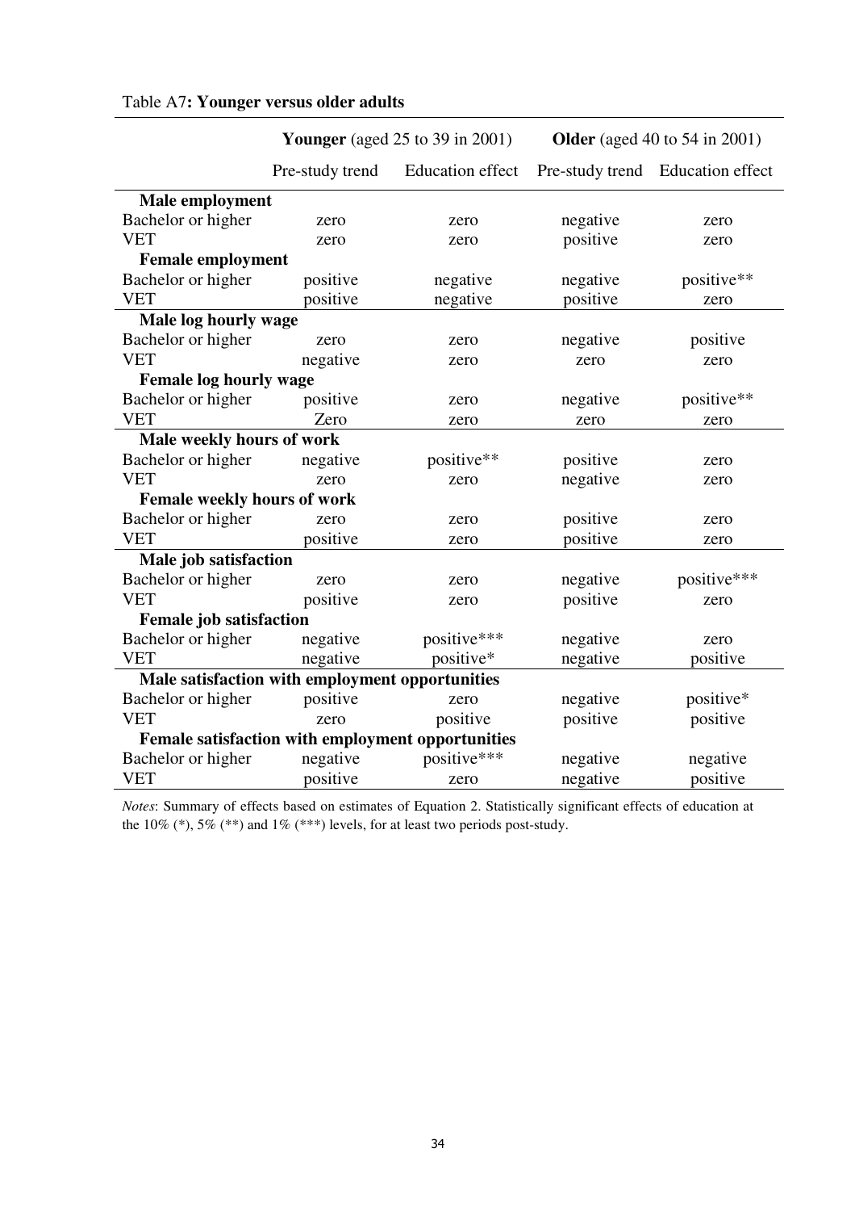Table A7**: Younger versus older adults**

| | **Younger** (aged 25 to 39 in 2001) | | **Older** (aged 40 to 54 in 2001) | |
|---|---|---|---|---|
| | Pre-study trend | Education effect | Pre-study trend | Education effect |
| **Male employment** | | | | |
| Bachelor or higher | zero | zero | negative | zero |
| VET | zero | zero | positive | zero |
| **Female employment** | | | | |
| Bachelor or higher | positive | negative | negative | positive** |
| VET | positive | negative | positive | zero |
| **Male log hourly wage** | | | | |
| Bachelor or higher | zero | zero | negative | positive |
| VET | negative | zero | zero | zero |
| **Female log hourly wage** | | | | |
| Bachelor or higher | positive | zero | negative | positive** |
| VET | Zero | zero | zero | zero |
| **Male weekly hours of work** | | | | |
| Bachelor or higher | negative | positive** | positive | zero |
| VET | zero | zero | negative | zero |
| **Female weekly hours of work** | | | | |
| Bachelor or higher | zero | zero | positive | zero |
| VET | positive | zero | positive | zero |
| **Male job satisfaction** | | | | |
| Bachelor or higher | zero | zero | negative | positive*** |
| VET | positive | zero | positive | zero |
| **Female job satisfaction** | | | | |
| Bachelor or higher | negative | positive*** | negative | zero |
| VET | negative | positive* | negative | positive |
| **Male satisfaction with employment opportunities** | | | | |
| Bachelor or higher | positive | zero | negative | positive* |
| VET | zero | positive | positive | positive |
| **Female satisfaction with employment opportunities** | | | | |
| Bachelor or higher | negative | positive*** | negative | negative |
| VET | positive | zero | negative | positive |

*Notes*: Summary of effects based on estimates of Equation 2. Statistically significant effects of education at the 10% (*), 5% (**) and 1% (***) levels, for at least two periods post-study.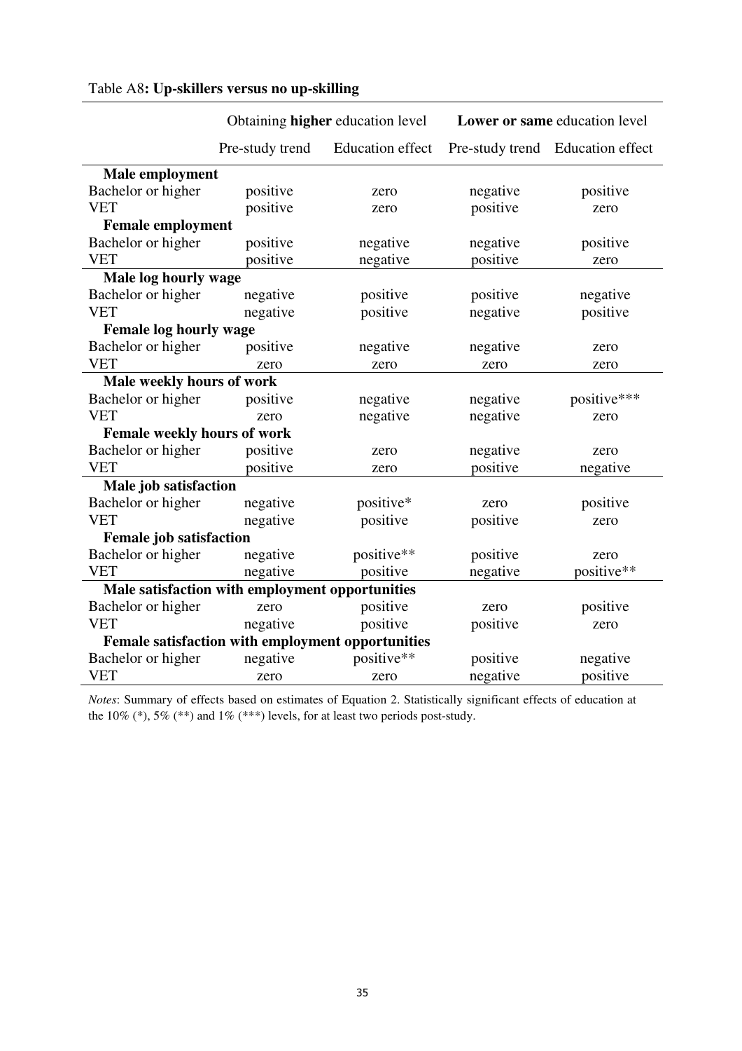Table A8**: Up-skillers versus no up-skilling**

| | Obtaining **higher** education level | | **Lower or same** education level | |
|---|---|---|---|---|
| | Pre-study trend | Education effect | Pre-study trend | Education effect |
| **Male employment** | | | | |
| Bachelor or higher | positive | zero | negative | positive |
| VET | positive | zero | positive | zero |
| **Female employment** | | | | |
| Bachelor or higher | positive | negative | negative | positive |
| VET | positive | negative | positive | zero |
| **Male log hourly wage** | | | | |
| Bachelor or higher | negative | positive | positive | negative |
| VET | negative | positive | negative | positive |
| **Female log hourly wage** | | | | |
| Bachelor or higher | positive | negative | negative | zero |
| VET | zero | zero | zero | zero |
| **Male weekly hours of work** | | | | |
| Bachelor or higher | positive | negative | negative | positive*** |
| VET | zero | negative | negative | zero |
| **Female weekly hours of work** | | | | |
| Bachelor or higher | positive | zero | negative | zero |
| VET | positive | zero | positive | negative |
| **Male job satisfaction** | | | | |
| Bachelor or higher | negative | positive* | zero | positive |
| VET | negative | positive | positive | zero |
| **Female job satisfaction** | | | | |
| Bachelor or higher | negative | positive** | positive | zero |
| VET | negative | positive | negative | positive** |
| **Male satisfaction with employment opportunities** | | | | |
| Bachelor or higher | zero | positive | zero | positive |
| VET | negative | positive | positive | zero |
| **Female satisfaction with employment opportunities** | | | | |
| Bachelor or higher | negative | positive** | positive | negative |
| VET | zero | zero | negative | positive |

*Notes*: Summary of effects based on estimates of Equation 2. Statistically significant effects of education at the 10% (*), 5% (**) and 1% (***) levels, for at least two periods post-study.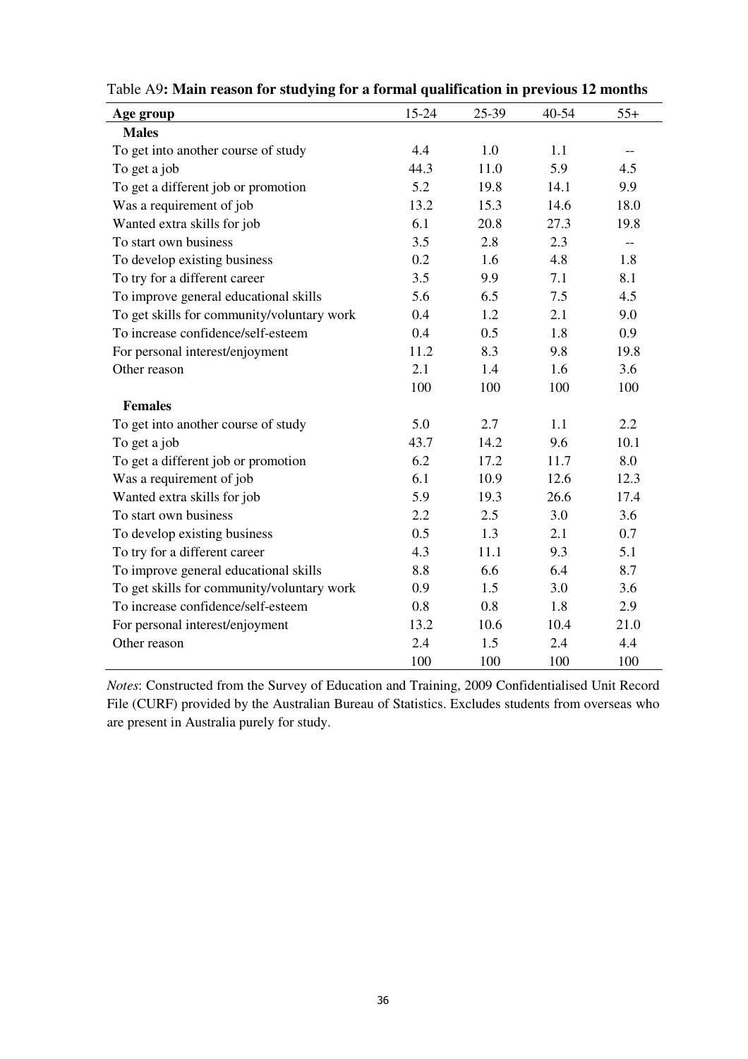Table A9**: Main reason for studying for a formal qualification in previous 12 months**

| Age group | 15-24 | 25-39 | 40-54 | 55+ |
|---|---|---|---|---|
| **Males** | | | | |
| To get into another course of study | 4.4 | 1.0 | 1.1 | -- |
| To get a job | 44.3 | 11.0 | 5.9 | 4.5 |
| To get a different job or promotion | 5.2 | 19.8 | 14.1 | 9.9 |
| Was a requirement of job | 13.2 | 15.3 | 14.6 | 18.0 |
| Wanted extra skills for job | 6.1 | 20.8 | 27.3 | 19.8 |
| To start own business | 3.5 | 2.8 | 2.3 | -- |
| To develop existing business | 0.2 | 1.6 | 4.8 | 1.8 |
| To try for a different career | 3.5 | 9.9 | 7.1 | 8.1 |
| To improve general educational skills | 5.6 | 6.5 | 7.5 | 4.5 |
| To get skills for community/voluntary work | 0.4 | 1.2 | 2.1 | 9.0 |
| To increase confidence/self-esteem | 0.4 | 0.5 | 1.8 | 0.9 |
| For personal interest/enjoyment | 11.2 | 8.3 | 9.8 | 19.8 |
| Other reason | 2.1 | 1.4 | 1.6 | 3.6 |
| | 100 | 100 | 100 | 100 |
| **Females** | | | | |
| To get into another course of study | 5.0 | 2.7 | 1.1 | 2.2 |
| To get a job | 43.7 | 14.2 | 9.6 | 10.1 |
| To get a different job or promotion | 6.2 | 17.2 | 11.7 | 8.0 |
| Was a requirement of job | 6.1 | 10.9 | 12.6 | 12.3 |
| Wanted extra skills for job | 5.9 | 19.3 | 26.6 | 17.4 |
| To start own business | 2.2 | 2.5 | 3.0 | 3.6 |
| To develop existing business | 0.5 | 1.3 | 2.1 | 0.7 |
| To try for a different career | 4.3 | 11.1 | 9.3 | 5.1 |
| To improve general educational skills | 8.8 | 6.6 | 6.4 | 8.7 |
| To get skills for community/voluntary work | 0.9 | 1.5 | 3.0 | 3.6 |
| To increase confidence/self-esteem | 0.8 | 0.8 | 1.8 | 2.9 |
| For personal interest/enjoyment | 13.2 | 10.6 | 10.4 | 21.0 |
| Other reason | 2.4 | 1.5 | 2.4 | 4.4 |
| | 100 | 100 | 100 | 100 |

*Notes*: Constructed from the Survey of Education and Training, 2009 Confidentialised Unit Record File (CURF) provided by the Australian Bureau of Statistics. Excludes students from overseas who are present in Australia purely for study.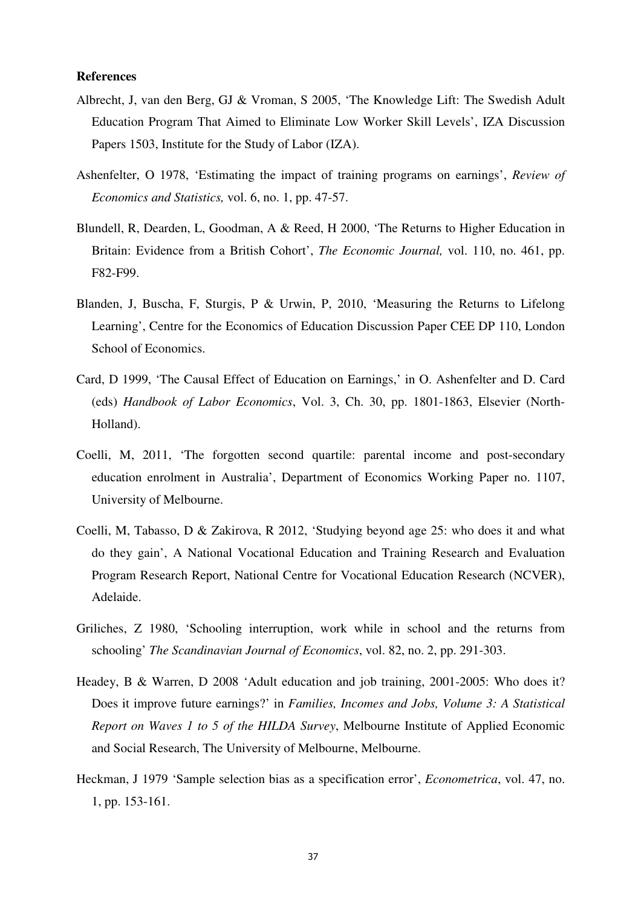**References**

Albrecht, J, van den Berg, GJ & Vroman, S 2005, 'The Knowledge Lift: The Swedish Adult Education Program That Aimed to Eliminate Low Worker Skill Levels', IZA Discussion Papers 1503, Institute for the Study of Labor (IZA).

Ashenfelter, O 1978, 'Estimating the impact of training programs on earnings', *Review of Economics and Statistics,* vol. 6, no. 1, pp. 47-57.

Blundell, R, Dearden, L, Goodman, A & Reed, H 2000, 'The Returns to Higher Education in Britain: Evidence from a British Cohort', *The Economic Journal,* vol. 110, no. 461, pp. F82-F99.

Blanden, J, Buscha, F, Sturgis, P & Urwin, P, 2010, 'Measuring the Returns to Lifelong Learning', Centre for the Economics of Education Discussion Paper CEE DP 110, London School of Economics.

Card, D 1999, 'The Causal Effect of Education on Earnings,' in O. Ashenfelter and D. Card (eds) *Handbook of Labor Economics*, Vol. 3, Ch. 30, pp. 1801-1863, Elsevier (North-Holland).

Coelli, M, 2011, 'The forgotten second quartile: parental income and post-secondary education enrolment in Australia', Department of Economics Working Paper no. 1107, University of Melbourne.

Coelli, M, Tabasso, D & Zakirova, R 2012, 'Studying beyond age 25: who does it and what do they gain', A National Vocational Education and Training Research and Evaluation Program Research Report, National Centre for Vocational Education Research (NCVER), Adelaide.

Griliches, Z 1980, 'Schooling interruption, work while in school and the returns from schooling' *The Scandinavian Journal of Economics*, vol. 82, no. 2, pp. 291-303.

Headey, B & Warren, D 2008 'Adult education and job training, 2001-2005: Who does it? Does it improve future earnings?' in *Families, Incomes and Jobs, Volume 3: A Statistical Report on Waves 1 to 5 of the HILDA Survey*, Melbourne Institute of Applied Economic and Social Research, The University of Melbourne, Melbourne.

Heckman, J 1979 'Sample selection bias as a specification error', *Econometrica*, vol. 47, no. 1, pp. 153-161.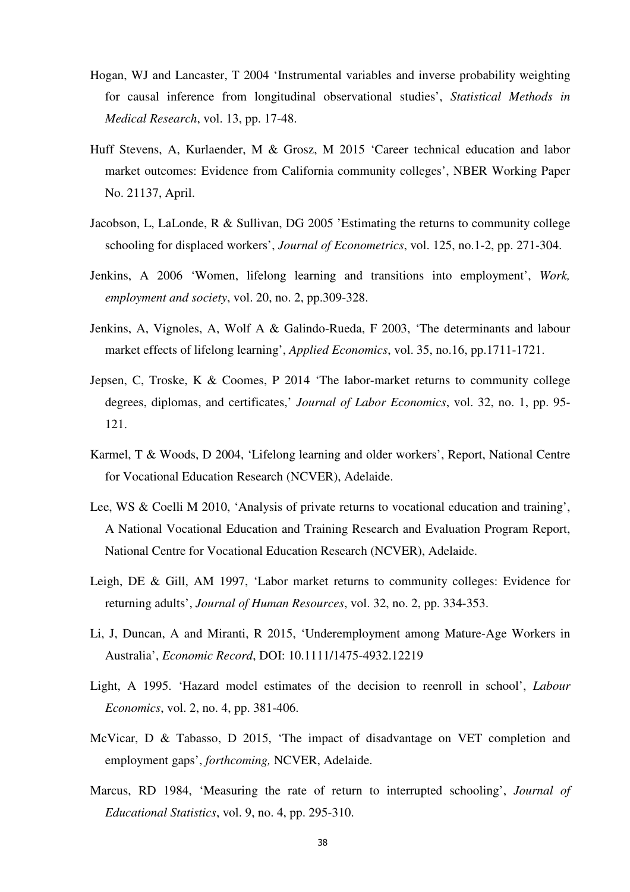Hogan, WJ and Lancaster, T 2004 'Instrumental variables and inverse probability weighting for causal inference from longitudinal observational studies', *Statistical Methods in Medical Research*, vol. 13, pp. 17-48.

Huff Stevens, A, Kurlaender, M & Grosz, M 2015 'Career technical education and labor market outcomes: Evidence from California community colleges', NBER Working Paper No. 21137, April.

Jacobson, L, LaLonde, R & Sullivan, DG 2005 'Estimating the returns to community college schooling for displaced workers', *Journal of Econometrics*, vol. 125, no.1-2, pp. 271-304.

Jenkins, A 2006 'Women, lifelong learning and transitions into employment', *Work, employment and society*, vol. 20, no. 2, pp.309-328.

Jenkins, A, Vignoles, A, Wolf A & Galindo-Rueda, F 2003, 'The determinants and labour market effects of lifelong learning', *Applied Economics*, vol. 35, no.16, pp.1711-1721.

Jepsen, C, Troske, K & Coomes, P 2014 'The labor-market returns to community college degrees, diplomas, and certificates,' *Journal of Labor Economics*, vol. 32, no. 1, pp. 95-121.

Karmel, T & Woods, D 2004, 'Lifelong learning and older workers', Report, National Centre for Vocational Education Research (NCVER), Adelaide.

Lee, WS & Coelli M 2010, 'Analysis of private returns to vocational education and training', A National Vocational Education and Training Research and Evaluation Program Report, National Centre for Vocational Education Research (NCVER), Adelaide.

Leigh, DE & Gill, AM 1997, 'Labor market returns to community colleges: Evidence for returning adults', *Journal of Human Resources*, vol. 32, no. 2, pp. 334-353.

Li, J, Duncan, A and Miranti, R 2015, 'Underemployment among Mature-Age Workers in Australia', *Economic Record*, DOI: 10.1111/1475-4932.12219

Light, A 1995. 'Hazard model estimates of the decision to reenroll in school', *Labour Economics*, vol. 2, no. 4, pp. 381-406.

McVicar, D & Tabasso, D 2015, 'The impact of disadvantage on VET completion and employment gaps', *forthcoming,* NCVER, Adelaide.

Marcus, RD 1984, 'Measuring the rate of return to interrupted schooling', *Journal of Educational Statistics*, vol. 9, no. 4, pp. 295-310.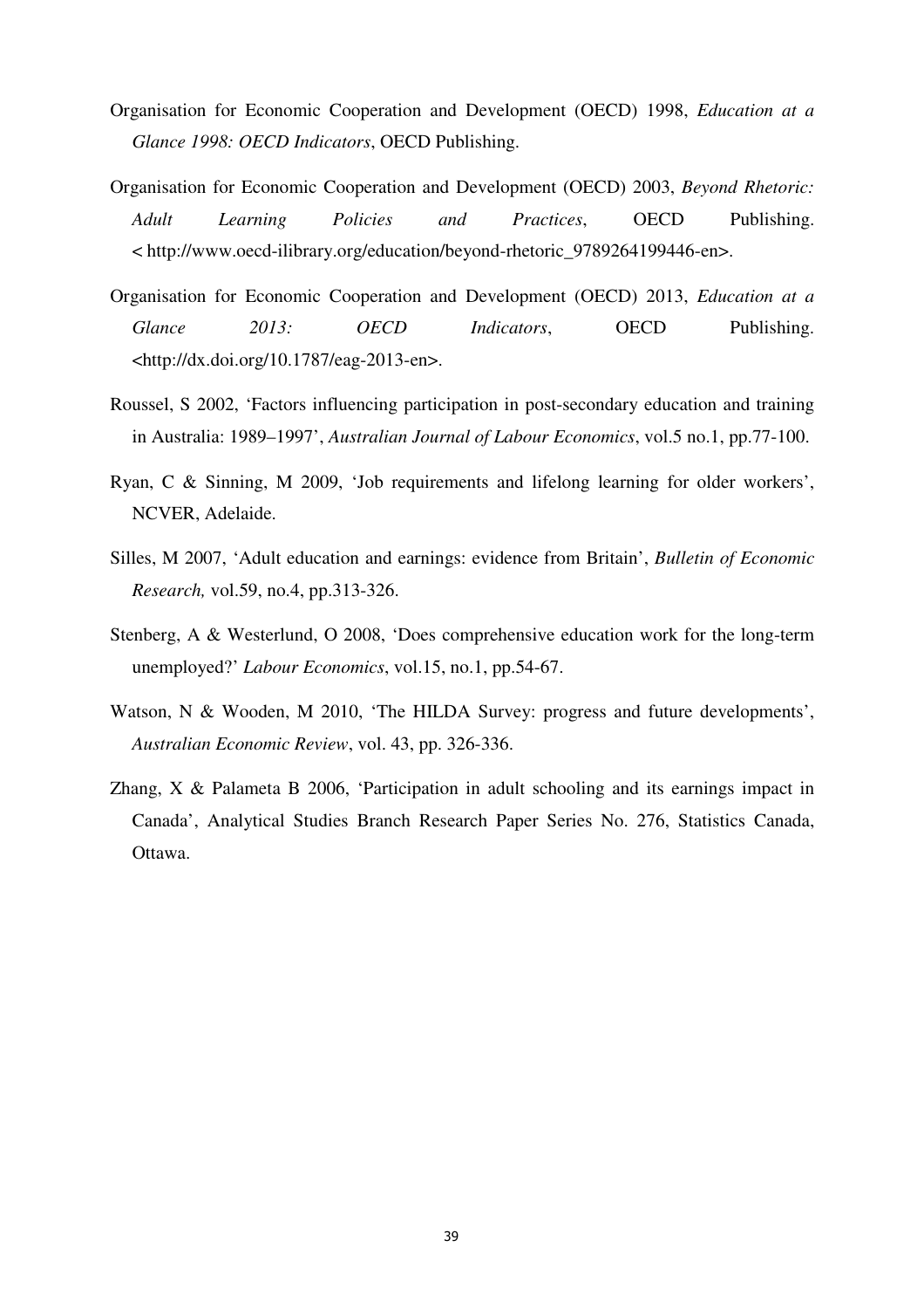Organisation for Economic Cooperation and Development (OECD) 1998, *Education at a Glance 1998: OECD Indicators*, OECD Publishing.

Organisation for Economic Cooperation and Development (OECD) 2003, *Beyond Rhetoric: Adult Learning Policies and Practices*, OECD Publishing. < http://www.oecd-ilibrary.org/education/beyond-rhetoric_9789264199446-en>.

Organisation for Economic Cooperation and Development (OECD) 2013, *Education at a Glance 2013: OECD Indicators*, OECD Publishing. <http://dx.doi.org/10.1787/eag-2013-en>.

Roussel, S 2002, 'Factors influencing participation in post-secondary education and training in Australia: 1989–1997', *Australian Journal of Labour Economics*, vol.5 no.1, pp.77-100.

Ryan, C & Sinning, M 2009, 'Job requirements and lifelong learning for older workers', NCVER, Adelaide.

Silles, M 2007, 'Adult education and earnings: evidence from Britain', *Bulletin of Economic Research,* vol.59, no.4, pp.313-326.

Stenberg, A & Westerlund, O 2008, 'Does comprehensive education work for the long-term unemployed?' *Labour Economics*, vol.15, no.1, pp.54-67.

Watson, N & Wooden, M 2010, 'The HILDA Survey: progress and future developments', *Australian Economic Review*, vol. 43, pp. 326-336.

Zhang, X & Palameta B 2006, 'Participation in adult schooling and its earnings impact in Canada', Analytical Studies Branch Research Paper Series No. 276, Statistics Canada, Ottawa.